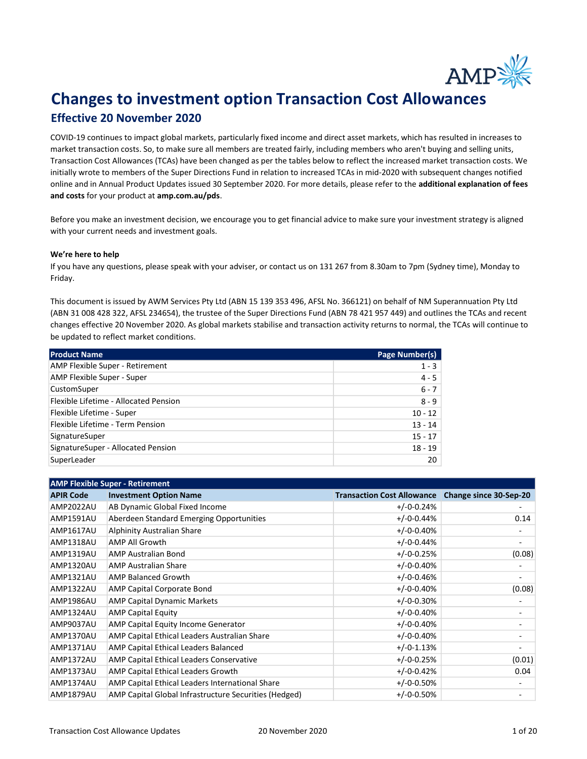# Changes to investment option Transaction Cost Allowances

## Effective 20 November 2020

COVID-19 continues to impact global markets, particularly fixed income and direct asset markets, which has resulted in increases to market transaction costs. So, to make sure all members are treated fairly, including members who aren't buying and selling units, Transaction Cost Allowances (TCAs) have been changed as per the tables below to reflect the increased market transaction costs. We initially wrote to members of the Super Directions Fund in relation to increased TCAs in mid-2020 with subsequent changes notified online and in Annual Product Updates issued 30 September 2020. For more details, please refer to the **additional explanation of fees and costs** for your product at **amp.com.au/pds**.

Before you make an investment decision, we encourage you to get financial advice to make sure your investment strategy is aligned with your current needs and investment goals.

**We're here to help**

If you have any questions, please speak with your adviser, or contact us on 131 267 from 8.30am to 7pm (Sydney time), Monday to Friday.

This document is issued by AWM Services Pty Ltd (ABN 15 139 353 496, AFSL No. 366121) on behalf of NM Superannuation Pty Ltd (ABN 31 008 428 322, AFSL 234654), the trustee of the Super Directions Fund (ABN 78 421 957 449) and outlines the TCAs and recent changes effective 20 November 2020. As global markets stabilise and transaction activity returns to normal, the TCAs will continue to be updated to reflect market conditions.

| Product Name | Page Number(s) |
|---|---|
| AMP Flexible Super - Retirement | 1 - 3 |
| AMP Flexible Super - Super | 4 - 5 |
| CustomSuper | 6 - 7 |
| Flexible Lifetime - Allocated Pension | 8 - 9 |
| Flexible Lifetime - Super | 10 - 12 |
| Flexible Lifetime - Term Pension | 13 - 14 |
| SignatureSuper | 15 - 17 |
| SignatureSuper - Allocated Pension | 18 - 19 |
| SuperLeader | 20 |

| AMP Flexible Super - Retirement | | | |
|---|---|---|---|
| **APIR Code** | **Investment Option Name** | **Transaction Cost Allowance** | **Change since 30-Sep-20** |
| AMP2022AU | AB Dynamic Global Fixed Income | +/-0-0.24% | - |
| AMP1591AU | Aberdeen Standard Emerging Opportunities | +/-0-0.44% | 0.14 |
| AMP1617AU | Alphinity Australian Share | +/-0-0.40% | - |
| AMP1318AU | AMP All Growth | +/-0-0.44% | - |
| AMP1319AU | AMP Australian Bond | +/-0-0.25% | (0.08) |
| AMP1320AU | AMP Australian Share | +/-0-0.40% | - |
| AMP1321AU | AMP Balanced Growth | +/-0-0.46% | - |
| AMP1322AU | AMP Capital Corporate Bond | +/-0-0.40% | (0.08) |
| AMP1986AU | AMP Capital Dynamic Markets | +/-0-0.30% | - |
| AMP1324AU | AMP Capital Equity | +/-0-0.40% | - |
| AMP9037AU | AMP Capital Equity Income Generator | +/-0-0.40% | - |
| AMP1370AU | AMP Capital Ethical Leaders Australian Share | +/-0-0.40% | - |
| AMP1371AU | AMP Capital Ethical Leaders Balanced | +/-0-1.13% | - |
| AMP1372AU | AMP Capital Ethical Leaders Conservative | +/-0-0.25% | (0.01) |
| AMP1373AU | AMP Capital Ethical Leaders Growth | +/-0-0.42% | 0.04 |
| AMP1374AU | AMP Capital Ethical Leaders International Share | +/-0-0.50% | - |
| AMP1879AU | AMP Capital Global Infrastructure Securities (Hedged) | +/-0-0.50% | - |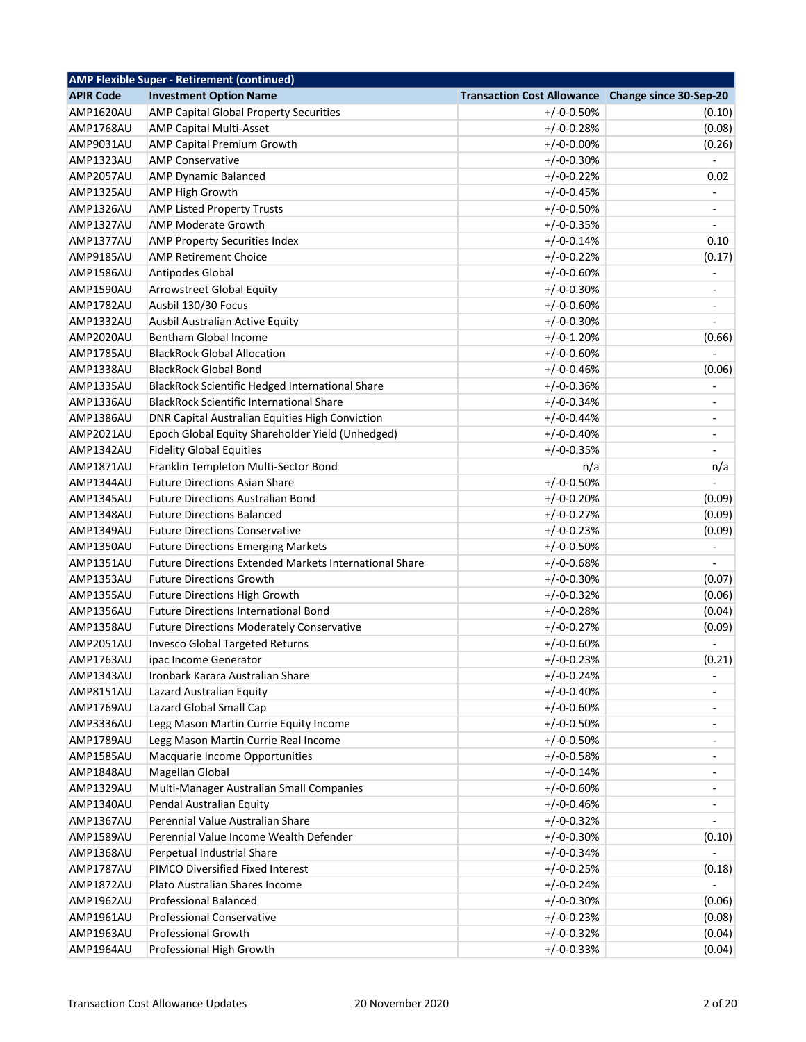| AMP Flexible Super - Retirement (continued) | | | |
|---|---|---|---|
| **APIR Code** | **Investment Option Name** | **Transaction Cost Allowance** | **Change since 30-Sep-20** |
| AMP1620AU | AMP Capital Global Property Securities | +/-0-0.50% | (0.10) |
| AMP1768AU | AMP Capital Multi-Asset | +/-0-0.28% | (0.08) |
| AMP9031AU | AMP Capital Premium Growth | +/-0-0.00% | (0.26) |
| AMP1323AU | AMP Conservative | +/-0-0.30% | - |
| AMP2057AU | AMP Dynamic Balanced | +/-0-0.22% | 0.02 |
| AMP1325AU | AMP High Growth | +/-0-0.45% | - |
| AMP1326AU | AMP Listed Property Trusts | +/-0-0.50% | - |
| AMP1327AU | AMP Moderate Growth | +/-0-0.35% | - |
| AMP1377AU | AMP Property Securities Index | +/-0-0.14% | 0.10 |
| AMP9185AU | AMP Retirement Choice | +/-0-0.22% | (0.17) |
| AMP1586AU | Antipodes Global | +/-0-0.60% | - |
| AMP1590AU | Arrowstreet Global Equity | +/-0-0.30% | - |
| AMP1782AU | Ausbil 130/30 Focus | +/-0-0.60% | - |
| AMP1332AU | Ausbil Australian Active Equity | +/-0-0.30% | - |
| AMP2020AU | Bentham Global Income | +/-0-1.20% | (0.66) |
| AMP1785AU | BlackRock Global Allocation | +/-0-0.60% | - |
| AMP1338AU | BlackRock Global Bond | +/-0-0.46% | (0.06) |
| AMP1335AU | BlackRock Scientific Hedged International Share | +/-0-0.36% | - |
| AMP1336AU | BlackRock Scientific International Share | +/-0-0.34% | - |
| AMP1386AU | DNR Capital Australian Equities High Conviction | +/-0-0.44% | - |
| AMP2021AU | Epoch Global Equity Shareholder Yield (Unhedged) | +/-0-0.40% | - |
| AMP1342AU | Fidelity Global Equities | +/-0-0.35% | - |
| AMP1871AU | Franklin Templeton Multi-Sector Bond | n/a | n/a |
| AMP1344AU | Future Directions Asian Share | +/-0-0.50% | - |
| AMP1345AU | Future Directions Australian Bond | +/-0-0.20% | (0.09) |
| AMP1348AU | Future Directions Balanced | +/-0-0.27% | (0.09) |
| AMP1349AU | Future Directions Conservative | +/-0-0.23% | (0.09) |
| AMP1350AU | Future Directions Emerging Markets | +/-0-0.50% | - |
| AMP1351AU | Future Directions Extended Markets International Share | +/-0-0.68% | - |
| AMP1353AU | Future Directions Growth | +/-0-0.30% | (0.07) |
| AMP1355AU | Future Directions High Growth | +/-0-0.32% | (0.06) |
| AMP1356AU | Future Directions International Bond | +/-0-0.28% | (0.04) |
| AMP1358AU | Future Directions Moderately Conservative | +/-0-0.27% | (0.09) |
| AMP2051AU | Invesco Global Targeted Returns | +/-0-0.60% | - |
| AMP1763AU | ipac Income Generator | +/-0-0.23% | (0.21) |
| AMP1343AU | Ironbark Karara Australian Share | +/-0-0.24% | - |
| AMP8151AU | Lazard Australian Equity | +/-0-0.40% | - |
| AMP1769AU | Lazard Global Small Cap | +/-0-0.60% | - |
| AMP3336AU | Legg Mason Martin Currie Equity Income | +/-0-0.50% | - |
| AMP1789AU | Legg Mason Martin Currie Real Income | +/-0-0.50% | - |
| AMP1585AU | Macquarie Income Opportunities | +/-0-0.58% | - |
| AMP1848AU | Magellan Global | +/-0-0.14% | - |
| AMP1329AU | Multi-Manager Australian Small Companies | +/-0-0.60% | - |
| AMP1340AU | Pendal Australian Equity | +/-0-0.46% | - |
| AMP1367AU | Perennial Value Australian Share | +/-0-0.32% | - |
| AMP1589AU | Perennial Value Income Wealth Defender | +/-0-0.30% | (0.10) |
| AMP1368AU | Perpetual Industrial Share | +/-0-0.34% | - |
| AMP1787AU | PIMCO Diversified Fixed Interest | +/-0-0.25% | (0.18) |
| AMP1872AU | Plato Australian Shares Income | +/-0-0.24% | - |
| AMP1962AU | Professional Balanced | +/-0-0.30% | (0.06) |
| AMP1961AU | Professional Conservative | +/-0-0.23% | (0.08) |
| AMP1963AU | Professional Growth | +/-0-0.32% | (0.04) |
| AMP1964AU | Professional High Growth | +/-0-0.33% | (0.04) |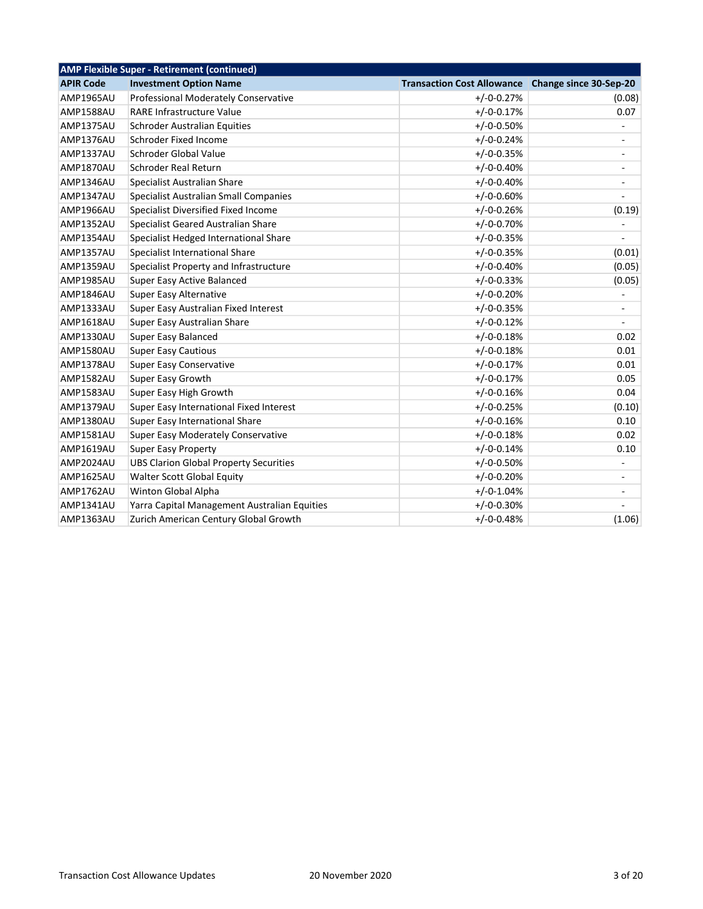| AMP Flexible Super - Retirement (continued) | | | |
|---|---|---|---|
| **APIR Code** | **Investment Option Name** | **Transaction Cost Allowance** | **Change since 30-Sep-20** |
| AMP1965AU | Professional Moderately Conservative | +/-0-0.27% | (0.08) |
| AMP1588AU | RARE Infrastructure Value | +/-0-0.17% | 0.07 |
| AMP1375AU | Schroder Australian Equities | +/-0-0.50% | - |
| AMP1376AU | Schroder Fixed Income | +/-0-0.24% | - |
| AMP1337AU | Schroder Global Value | +/-0-0.35% | - |
| AMP1870AU | Schroder Real Return | +/-0-0.40% | - |
| AMP1346AU | Specialist Australian Share | +/-0-0.40% | - |
| AMP1347AU | Specialist Australian Small Companies | +/-0-0.60% | - |
| AMP1966AU | Specialist Diversified Fixed Income | +/-0-0.26% | (0.19) |
| AMP1352AU | Specialist Geared Australian Share | +/-0-0.70% | - |
| AMP1354AU | Specialist Hedged International Share | +/-0-0.35% | - |
| AMP1357AU | Specialist International Share | +/-0-0.35% | (0.01) |
| AMP1359AU | Specialist Property and Infrastructure | +/-0-0.40% | (0.05) |
| AMP1985AU | Super Easy Active Balanced | +/-0-0.33% | (0.05) |
| AMP1846AU | Super Easy Alternative | +/-0-0.20% | - |
| AMP1333AU | Super Easy Australian Fixed Interest | +/-0-0.35% | - |
| AMP1618AU | Super Easy Australian Share | +/-0-0.12% | - |
| AMP1330AU | Super Easy Balanced | +/-0-0.18% | 0.02 |
| AMP1580AU | Super Easy Cautious | +/-0-0.18% | 0.01 |
| AMP1378AU | Super Easy Conservative | +/-0-0.17% | 0.01 |
| AMP1582AU | Super Easy Growth | +/-0-0.17% | 0.05 |
| AMP1583AU | Super Easy High Growth | +/-0-0.16% | 0.04 |
| AMP1379AU | Super Easy International Fixed Interest | +/-0-0.25% | (0.10) |
| AMP1380AU | Super Easy International Share | +/-0-0.16% | 0.10 |
| AMP1581AU | Super Easy Moderately Conservative | +/-0-0.18% | 0.02 |
| AMP1619AU | Super Easy Property | +/-0-0.14% | 0.10 |
| AMP2024AU | UBS Clarion Global Property Securities | +/-0-0.50% | - |
| AMP1625AU | Walter Scott Global Equity | +/-0-0.20% | - |
| AMP1762AU | Winton Global Alpha | +/-0-1.04% | - |
| AMP1341AU | Yarra Capital Management Australian Equities | +/-0-0.30% | - |
| AMP1363AU | Zurich American Century Global Growth | +/-0-0.48% | (1.06) |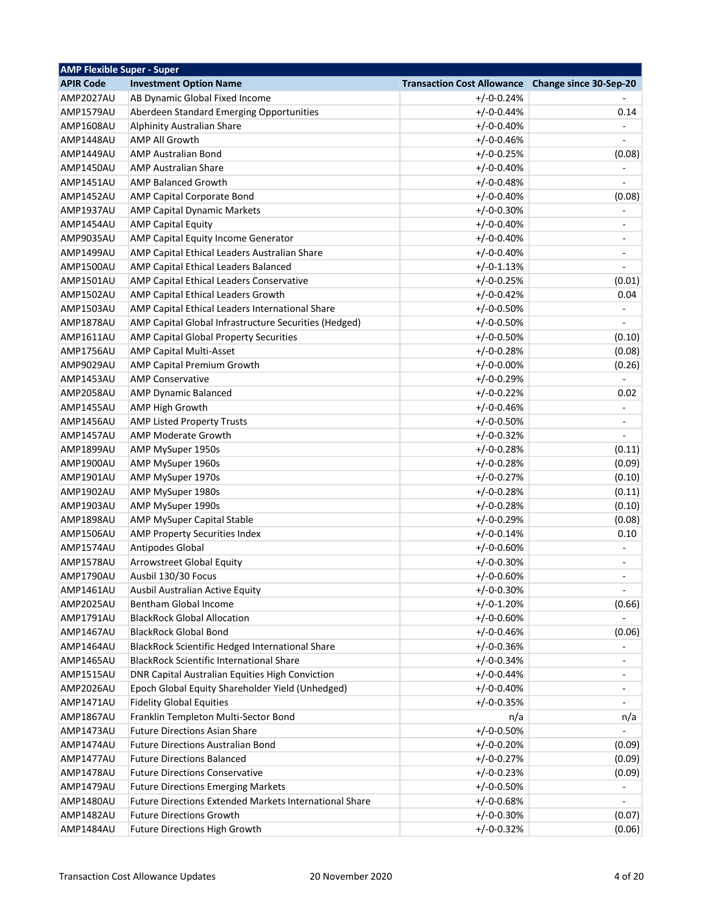| AMP Flexible Super - Super | | | |
|---|---|---|---|
| **APIR Code** | **Investment Option Name** | **Transaction Cost Allowance** | **Change since 30-Sep-20** |
| AMP2027AU | AB Dynamic Global Fixed Income | +/-0-0.24% | - |
| AMP1579AU | Aberdeen Standard Emerging Opportunities | +/-0-0.44% | 0.14 |
| AMP1608AU | Alphinity Australian Share | +/-0-0.40% | - |
| AMP1448AU | AMP All Growth | +/-0-0.46% | - |
| AMP1449AU | AMP Australian Bond | +/-0-0.25% | (0.08) |
| AMP1450AU | AMP Australian Share | +/-0-0.40% | - |
| AMP1451AU | AMP Balanced Growth | +/-0-0.48% | - |
| AMP1452AU | AMP Capital Corporate Bond | +/-0-0.40% | (0.08) |
| AMP1937AU | AMP Capital Dynamic Markets | +/-0-0.30% | - |
| AMP1454AU | AMP Capital Equity | +/-0-0.40% | - |
| AMP9035AU | AMP Capital Equity Income Generator | +/-0-0.40% | - |
| AMP1499AU | AMP Capital Ethical Leaders Australian Share | +/-0-0.40% | - |
| AMP1500AU | AMP Capital Ethical Leaders Balanced | +/-0-1.13% | - |
| AMP1501AU | AMP Capital Ethical Leaders Conservative | +/-0-0.25% | (0.01) |
| AMP1502AU | AMP Capital Ethical Leaders Growth | +/-0-0.42% | 0.04 |
| AMP1503AU | AMP Capital Ethical Leaders International Share | +/-0-0.50% | - |
| AMP1878AU | AMP Capital Global Infrastructure Securities (Hedged) | +/-0-0.50% | - |
| AMP1611AU | AMP Capital Global Property Securities | +/-0-0.50% | (0.10) |
| AMP1756AU | AMP Capital Multi-Asset | +/-0-0.28% | (0.08) |
| AMP9029AU | AMP Capital Premium Growth | +/-0-0.00% | (0.26) |
| AMP1453AU | AMP Conservative | +/-0-0.29% | - |
| AMP2058AU | AMP Dynamic Balanced | +/-0-0.22% | 0.02 |
| AMP1455AU | AMP High Growth | +/-0-0.46% | - |
| AMP1456AU | AMP Listed Property Trusts | +/-0-0.50% | - |
| AMP1457AU | AMP Moderate Growth | +/-0-0.32% | - |
| AMP1899AU | AMP MySuper 1950s | +/-0-0.28% | (0.11) |
| AMP1900AU | AMP MySuper 1960s | +/-0-0.28% | (0.09) |
| AMP1901AU | AMP MySuper 1970s | +/-0-0.27% | (0.10) |
| AMP1902AU | AMP MySuper 1980s | +/-0-0.28% | (0.11) |
| AMP1903AU | AMP MySuper 1990s | +/-0-0.28% | (0.10) |
| AMP1898AU | AMP MySuper Capital Stable | +/-0-0.29% | (0.08) |
| AMP1506AU | AMP Property Securities Index | +/-0-0.14% | 0.10 |
| AMP1574AU | Antipodes Global | +/-0-0.60% | - |
| AMP1578AU | Arrowstreet Global Equity | +/-0-0.30% | - |
| AMP1790AU | Ausbil 130/30 Focus | +/-0-0.60% | - |
| AMP1461AU | Ausbil Australian Active Equity | +/-0-0.30% | - |
| AMP2025AU | Bentham Global Income | +/-0-1.20% | (0.66) |
| AMP1791AU | BlackRock Global Allocation | +/-0-0.60% | - |
| AMP1467AU | BlackRock Global Bond | +/-0-0.46% | (0.06) |
| AMP1464AU | BlackRock Scientific Hedged International Share | +/-0-0.36% | - |
| AMP1465AU | BlackRock Scientific International Share | +/-0-0.34% | - |
| AMP1515AU | DNR Capital Australian Equities High Conviction | +/-0-0.44% | - |
| AMP2026AU | Epoch Global Equity Shareholder Yield (Unhedged) | +/-0-0.40% | - |
| AMP1471AU | Fidelity Global Equities | +/-0-0.35% | - |
| AMP1867AU | Franklin Templeton Multi-Sector Bond | n/a | n/a |
| AMP1473AU | Future Directions Asian Share | +/-0-0.50% | - |
| AMP1474AU | Future Directions Australian Bond | +/-0-0.20% | (0.09) |
| AMP1477AU | Future Directions Balanced | +/-0-0.27% | (0.09) |
| AMP1478AU | Future Directions Conservative | +/-0-0.23% | (0.09) |
| AMP1479AU | Future Directions Emerging Markets | +/-0-0.50% | - |
| AMP1480AU | Future Directions Extended Markets International Share | +/-0-0.68% | - |
| AMP1482AU | Future Directions Growth | +/-0-0.30% | (0.07) |
| AMP1484AU | Future Directions High Growth | +/-0-0.32% | (0.06) |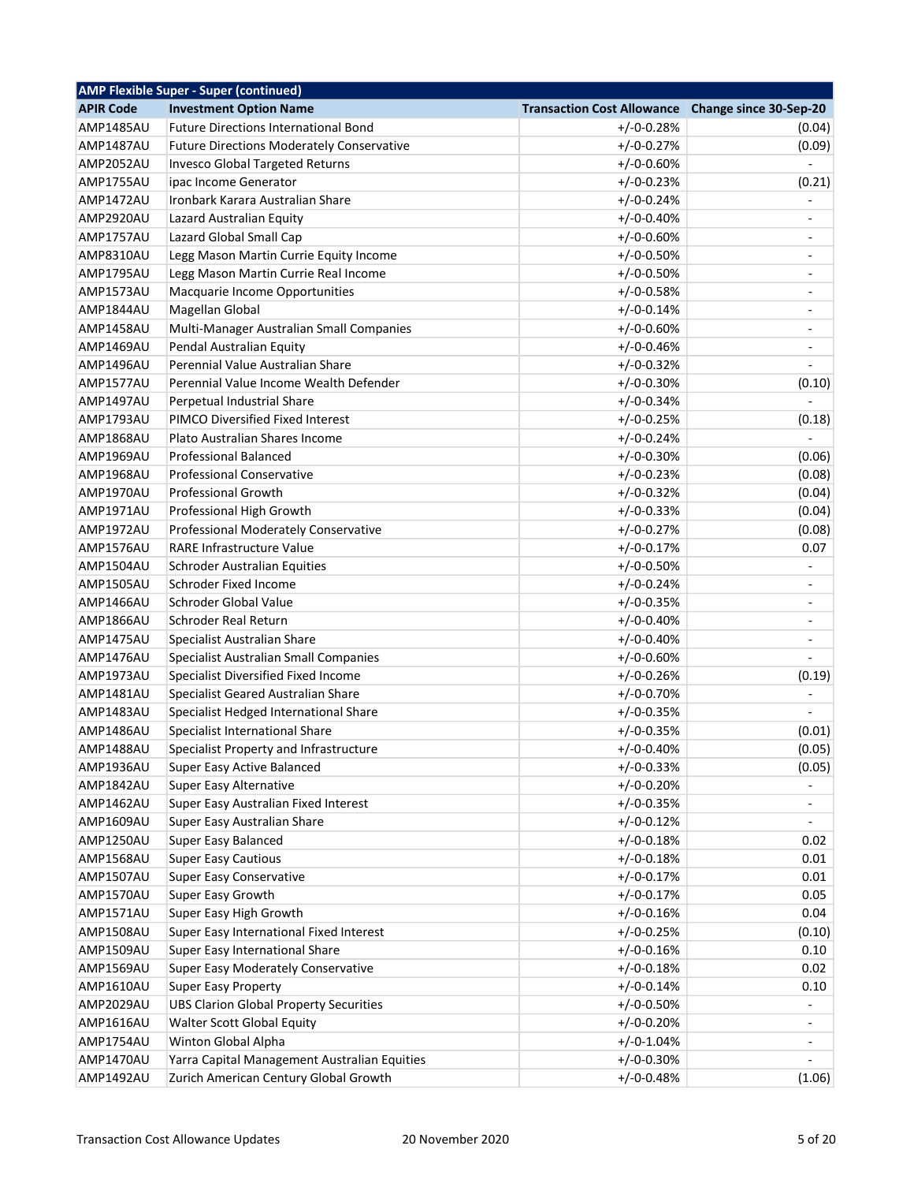| AMP Flexible Super - Super (continued) | | | |
|---|---|---|---|
| **APIR Code** | **Investment Option Name** | **Transaction Cost Allowance** | **Change since 30-Sep-20** |
| AMP1485AU | Future Directions International Bond | +/-0-0.28% | (0.04) |
| AMP1487AU | Future Directions Moderately Conservative | +/-0-0.27% | (0.09) |
| AMP2052AU | Invesco Global Targeted Returns | +/-0-0.60% | - |
| AMP1755AU | ipac Income Generator | +/-0-0.23% | (0.21) |
| AMP1472AU | Ironbark Karara Australian Share | +/-0-0.24% | - |
| AMP2920AU | Lazard Australian Equity | +/-0-0.40% | - |
| AMP1757AU | Lazard Global Small Cap | +/-0-0.60% | - |
| AMP8310AU | Legg Mason Martin Currie Equity Income | +/-0-0.50% | - |
| AMP1795AU | Legg Mason Martin Currie Real Income | +/-0-0.50% | - |
| AMP1573AU | Macquarie Income Opportunities | +/-0-0.58% | - |
| AMP1844AU | Magellan Global | +/-0-0.14% | - |
| AMP1458AU | Multi-Manager Australian Small Companies | +/-0-0.60% | - |
| AMP1469AU | Pendal Australian Equity | +/-0-0.46% | - |
| AMP1496AU | Perennial Value Australian Share | +/-0-0.32% | - |
| AMP1577AU | Perennial Value Income Wealth Defender | +/-0-0.30% | (0.10) |
| AMP1497AU | Perpetual Industrial Share | +/-0-0.34% | - |
| AMP1793AU | PIMCO Diversified Fixed Interest | +/-0-0.25% | (0.18) |
| AMP1868AU | Plato Australian Shares Income | +/-0-0.24% | - |
| AMP1969AU | Professional Balanced | +/-0-0.30% | (0.06) |
| AMP1968AU | Professional Conservative | +/-0-0.23% | (0.08) |
| AMP1970AU | Professional Growth | +/-0-0.32% | (0.04) |
| AMP1971AU | Professional High Growth | +/-0-0.33% | (0.04) |
| AMP1972AU | Professional Moderately Conservative | +/-0-0.27% | (0.08) |
| AMP1576AU | RARE Infrastructure Value | +/-0-0.17% | 0.07 |
| AMP1504AU | Schroder Australian Equities | +/-0-0.50% | - |
| AMP1505AU | Schroder Fixed Income | +/-0-0.24% | - |
| AMP1466AU | Schroder Global Value | +/-0-0.35% | - |
| AMP1866AU | Schroder Real Return | +/-0-0.40% | - |
| AMP1475AU | Specialist Australian Share | +/-0-0.40% | - |
| AMP1476AU | Specialist Australian Small Companies | +/-0-0.60% | - |
| AMP1973AU | Specialist Diversified Fixed Income | +/-0-0.26% | (0.19) |
| AMP1481AU | Specialist Geared Australian Share | +/-0-0.70% | - |
| AMP1483AU | Specialist Hedged International Share | +/-0-0.35% | - |
| AMP1486AU | Specialist International Share | +/-0-0.35% | (0.01) |
| AMP1488AU | Specialist Property and Infrastructure | +/-0-0.40% | (0.05) |
| AMP1936AU | Super Easy Active Balanced | +/-0-0.33% | (0.05) |
| AMP1842AU | Super Easy Alternative | +/-0-0.20% | - |
| AMP1462AU | Super Easy Australian Fixed Interest | +/-0-0.35% | - |
| AMP1609AU | Super Easy Australian Share | +/-0-0.12% | - |
| AMP1250AU | Super Easy Balanced | +/-0-0.18% | 0.02 |
| AMP1568AU | Super Easy Cautious | +/-0-0.18% | 0.01 |
| AMP1507AU | Super Easy Conservative | +/-0-0.17% | 0.01 |
| AMP1570AU | Super Easy Growth | +/-0-0.17% | 0.05 |
| AMP1571AU | Super Easy High Growth | +/-0-0.16% | 0.04 |
| AMP1508AU | Super Easy International Fixed Interest | +/-0-0.25% | (0.10) |
| AMP1509AU | Super Easy International Share | +/-0-0.16% | 0.10 |
| AMP1569AU | Super Easy Moderately Conservative | +/-0-0.18% | 0.02 |
| AMP1610AU | Super Easy Property | +/-0-0.14% | 0.10 |
| AMP2029AU | UBS Clarion Global Property Securities | +/-0-0.50% | - |
| AMP1616AU | Walter Scott Global Equity | +/-0-0.20% | - |
| AMP1754AU | Winton Global Alpha | +/-0-1.04% | - |
| AMP1470AU | Yarra Capital Management Australian Equities | +/-0-0.30% | - |
| AMP1492AU | Zurich American Century Global Growth | +/-0-0.48% | (1.06) |

Transaction Cost Allowance Updates 20 November 2020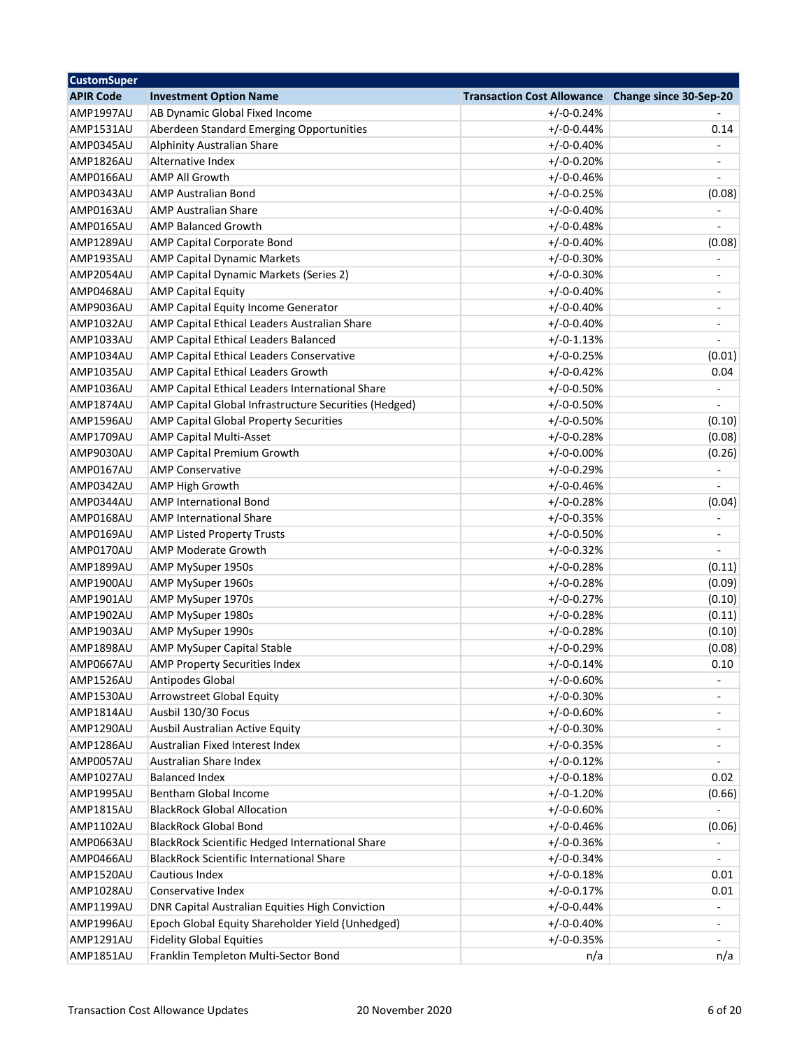| CustomSuper | | | |
|---|---|---|---|
| **APIR Code** | **Investment Option Name** | **Transaction Cost Allowance** | **Change since 30-Sep-20** |
| AMP1997AU | AB Dynamic Global Fixed Income | +/-0-0.24% | - |
| AMP1531AU | Aberdeen Standard Emerging Opportunities | +/-0-0.44% | 0.14 |
| AMP0345AU | Alphinity Australian Share | +/-0-0.40% | - |
| AMP1826AU | Alternative Index | +/-0-0.20% | - |
| AMP0166AU | AMP All Growth | +/-0-0.46% | - |
| AMP0343AU | AMP Australian Bond | +/-0-0.25% | (0.08) |
| AMP0163AU | AMP Australian Share | +/-0-0.40% | - |
| AMP0165AU | AMP Balanced Growth | +/-0-0.48% | - |
| AMP1289AU | AMP Capital Corporate Bond | +/-0-0.40% | (0.08) |
| AMP1935AU | AMP Capital Dynamic Markets | +/-0-0.30% | - |
| AMP2054AU | AMP Capital Dynamic Markets (Series 2) | +/-0-0.30% | - |
| AMP0468AU | AMP Capital Equity | +/-0-0.40% | - |
| AMP9036AU | AMP Capital Equity Income Generator | +/-0-0.40% | - |
| AMP1032AU | AMP Capital Ethical Leaders Australian Share | +/-0-0.40% | - |
| AMP1033AU | AMP Capital Ethical Leaders Balanced | +/-0-1.13% | - |
| AMP1034AU | AMP Capital Ethical Leaders Conservative | +/-0-0.25% | (0.01) |
| AMP1035AU | AMP Capital Ethical Leaders Growth | +/-0-0.42% | 0.04 |
| AMP1036AU | AMP Capital Ethical Leaders International Share | +/-0-0.50% | - |
| AMP1874AU | AMP Capital Global Infrastructure Securities (Hedged) | +/-0-0.50% | - |
| AMP1596AU | AMP Capital Global Property Securities | +/-0-0.50% | (0.10) |
| AMP1709AU | AMP Capital Multi-Asset | +/-0-0.28% | (0.08) |
| AMP9030AU | AMP Capital Premium Growth | +/-0-0.00% | (0.26) |
| AMP0167AU | AMP Conservative | +/-0-0.29% | - |
| AMP0342AU | AMP High Growth | +/-0-0.46% | - |
| AMP0344AU | AMP International Bond | +/-0-0.28% | (0.04) |
| AMP0168AU | AMP International Share | +/-0-0.35% | - |
| AMP0169AU | AMP Listed Property Trusts | +/-0-0.50% | - |
| AMP0170AU | AMP Moderate Growth | +/-0-0.32% | - |
| AMP1899AU | AMP MySuper 1950s | +/-0-0.28% | (0.11) |
| AMP1900AU | AMP MySuper 1960s | +/-0-0.28% | (0.09) |
| AMP1901AU | AMP MySuper 1970s | +/-0-0.27% | (0.10) |
| AMP1902AU | AMP MySuper 1980s | +/-0-0.28% | (0.11) |
| AMP1903AU | AMP MySuper 1990s | +/-0-0.28% | (0.10) |
| AMP1898AU | AMP MySuper Capital Stable | +/-0-0.29% | (0.08) |
| AMP0667AU | AMP Property Securities Index | +/-0-0.14% | 0.10 |
| AMP1526AU | Antipodes Global | +/-0-0.60% | - |
| AMP1530AU | Arrowstreet Global Equity | +/-0-0.30% | - |
| AMP1814AU | Ausbil 130/30 Focus | +/-0-0.60% | - |
| AMP1290AU | Ausbil Australian Active Equity | +/-0-0.30% | - |
| AMP1286AU | Australian Fixed Interest Index | +/-0-0.35% | - |
| AMP0057AU | Australian Share Index | +/-0-0.12% | - |
| AMP1027AU | Balanced Index | +/-0-0.18% | 0.02 |
| AMP1995AU | Bentham Global Income | +/-0-1.20% | (0.66) |
| AMP1815AU | BlackRock Global Allocation | +/-0-0.60% | - |
| AMP1102AU | BlackRock Global Bond | +/-0-0.46% | (0.06) |
| AMP0663AU | BlackRock Scientific Hedged International Share | +/-0-0.36% | - |
| AMP0466AU | BlackRock Scientific International Share | +/-0-0.34% | - |
| AMP1520AU | Cautious Index | +/-0-0.18% | 0.01 |
| AMP1028AU | Conservative Index | +/-0-0.17% | 0.01 |
| AMP1199AU | DNR Capital Australian Equities High Conviction | +/-0-0.44% | - |
| AMP1996AU | Epoch Global Equity Shareholder Yield (Unhedged) | +/-0-0.40% | - |
| AMP1291AU | Fidelity Global Equities | +/-0-0.35% | - |
| AMP1851AU | Franklin Templeton Multi-Sector Bond | n/a | n/a |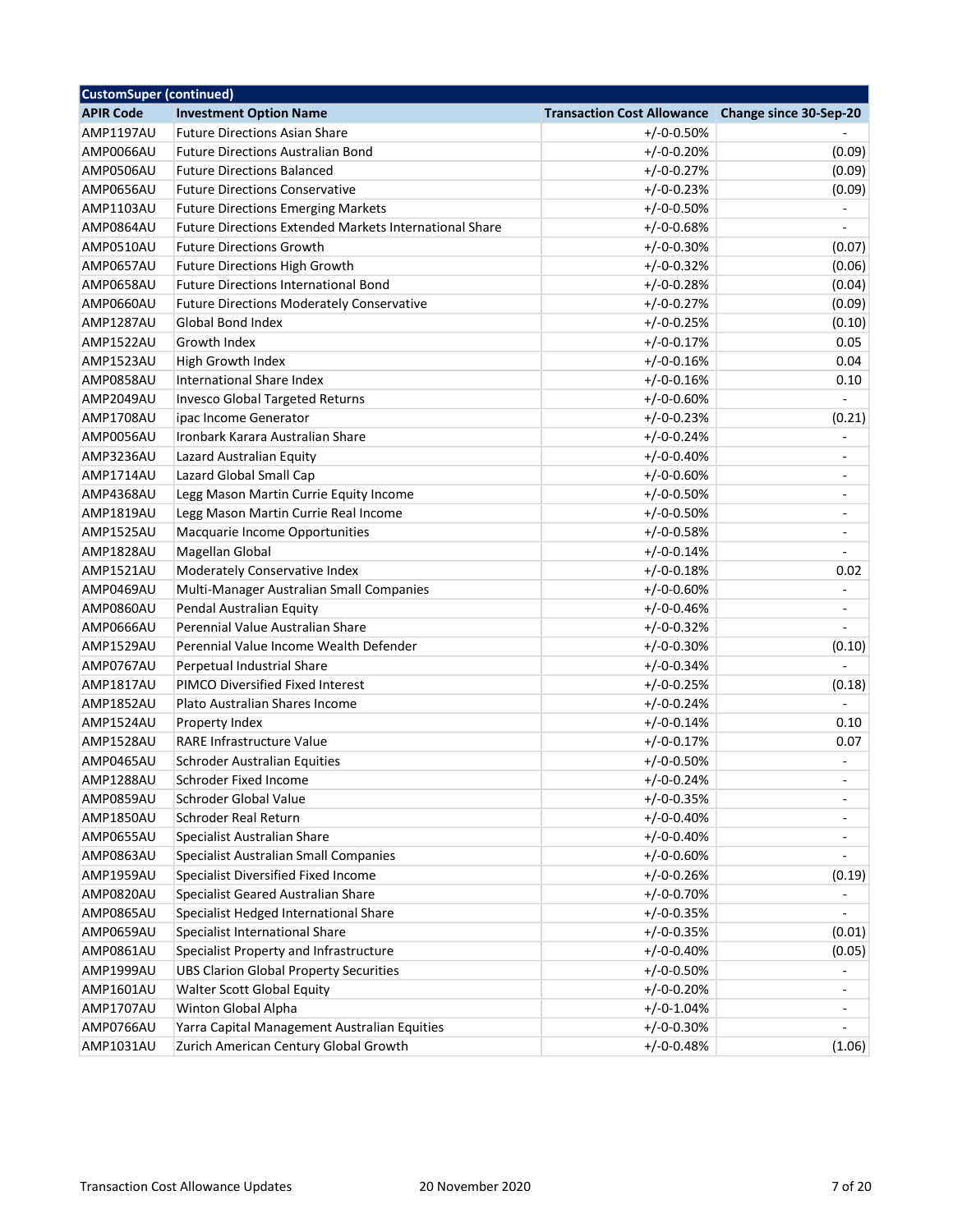| CustomSuper (continued) | | | |
|---|---|---|---|
| **APIR Code** | **Investment Option Name** | **Transaction Cost Allowance** | **Change since 30-Sep-20** |
| AMP1197AU | Future Directions Asian Share | +/-0-0.50% | - |
| AMP0066AU | Future Directions Australian Bond | +/-0-0.20% | (0.09) |
| AMP0506AU | Future Directions Balanced | +/-0-0.27% | (0.09) |
| AMP0656AU | Future Directions Conservative | +/-0-0.23% | (0.09) |
| AMP1103AU | Future Directions Emerging Markets | +/-0-0.50% | - |
| AMP0864AU | Future Directions Extended Markets International Share | +/-0-0.68% | - |
| AMP0510AU | Future Directions Growth | +/-0-0.30% | (0.07) |
| AMP0657AU | Future Directions High Growth | +/-0-0.32% | (0.06) |
| AMP0658AU | Future Directions International Bond | +/-0-0.28% | (0.04) |
| AMP0660AU | Future Directions Moderately Conservative | +/-0-0.27% | (0.09) |
| AMP1287AU | Global Bond Index | +/-0-0.25% | (0.10) |
| AMP1522AU | Growth Index | +/-0-0.17% | 0.05 |
| AMP1523AU | High Growth Index | +/-0-0.16% | 0.04 |
| AMP0858AU | International Share Index | +/-0-0.16% | 0.10 |
| AMP2049AU | Invesco Global Targeted Returns | +/-0-0.60% | - |
| AMP1708AU | ipac Income Generator | +/-0-0.23% | (0.21) |
| AMP0056AU | Ironbark Karara Australian Share | +/-0-0.24% | - |
| AMP3236AU | Lazard Australian Equity | +/-0-0.40% | - |
| AMP1714AU | Lazard Global Small Cap | +/-0-0.60% | - |
| AMP4368AU | Legg Mason Martin Currie Equity Income | +/-0-0.50% | - |
| AMP1819AU | Legg Mason Martin Currie Real Income | +/-0-0.50% | - |
| AMP1525AU | Macquarie Income Opportunities | +/-0-0.58% | - |
| AMP1828AU | Magellan Global | +/-0-0.14% | - |
| AMP1521AU | Moderately Conservative Index | +/-0-0.18% | 0.02 |
| AMP0469AU | Multi-Manager Australian Small Companies | +/-0-0.60% | - |
| AMP0860AU | Pendal Australian Equity | +/-0-0.46% | - |
| AMP0666AU | Perennial Value Australian Share | +/-0-0.32% | - |
| AMP1529AU | Perennial Value Income Wealth Defender | +/-0-0.30% | (0.10) |
| AMP0767AU | Perpetual Industrial Share | +/-0-0.34% | - |
| AMP1817AU | PIMCO Diversified Fixed Interest | +/-0-0.25% | (0.18) |
| AMP1852AU | Plato Australian Shares Income | +/-0-0.24% | - |
| AMP1524AU | Property Index | +/-0-0.14% | 0.10 |
| AMP1528AU | RARE Infrastructure Value | +/-0-0.17% | 0.07 |
| AMP0465AU | Schroder Australian Equities | +/-0-0.50% | - |
| AMP1288AU | Schroder Fixed Income | +/-0-0.24% | - |
| AMP0859AU | Schroder Global Value | +/-0-0.35% | - |
| AMP1850AU | Schroder Real Return | +/-0-0.40% | - |
| AMP0655AU | Specialist Australian Share | +/-0-0.40% | - |
| AMP0863AU | Specialist Australian Small Companies | +/-0-0.60% | - |
| AMP1959AU | Specialist Diversified Fixed Income | +/-0-0.26% | (0.19) |
| AMP0820AU | Specialist Geared Australian Share | +/-0-0.70% | - |
| AMP0865AU | Specialist Hedged International Share | +/-0-0.35% | - |
| AMP0659AU | Specialist International Share | +/-0-0.35% | (0.01) |
| AMP0861AU | Specialist Property and Infrastructure | +/-0-0.40% | (0.05) |
| AMP1999AU | UBS Clarion Global Property Securities | +/-0-0.50% | - |
| AMP1601AU | Walter Scott Global Equity | +/-0-0.20% | - |
| AMP1707AU | Winton Global Alpha | +/-0-1.04% | - |
| AMP0766AU | Yarra Capital Management Australian Equities | +/-0-0.30% | - |
| AMP1031AU | Zurich American Century Global Growth | +/-0-0.48% | (1.06) |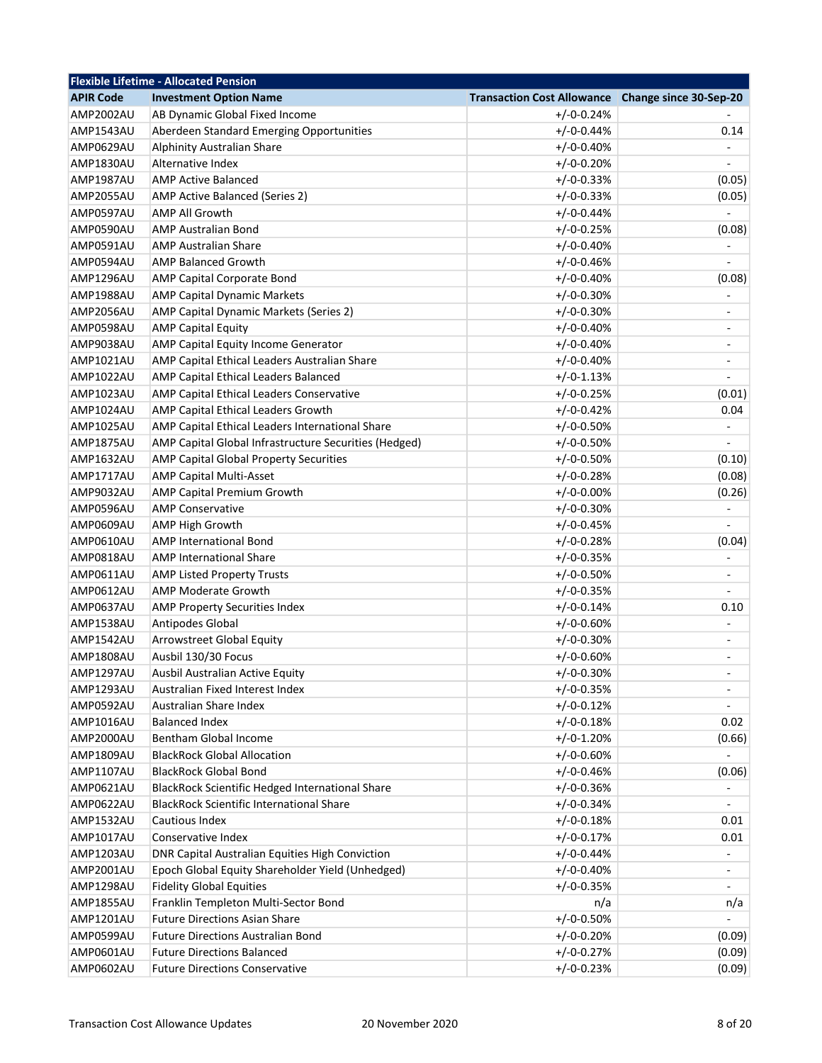| Flexible Lifetime - Allocated Pension | | | |
|---|---|---|---|
| **APIR Code** | **Investment Option Name** | **Transaction Cost Allowance** | **Change since 30-Sep-20** |
| AMP2002AU | AB Dynamic Global Fixed Income | +/-0-0.24% | - |
| AMP1543AU | Aberdeen Standard Emerging Opportunities | +/-0-0.44% | 0.14 |
| AMP0629AU | Alphinity Australian Share | +/-0-0.40% | - |
| AMP1830AU | Alternative Index | +/-0-0.20% | - |
| AMP1987AU | AMP Active Balanced | +/-0-0.33% | (0.05) |
| AMP2055AU | AMP Active Balanced (Series 2) | +/-0-0.33% | (0.05) |
| AMP0597AU | AMP All Growth | +/-0-0.44% | - |
| AMP0590AU | AMP Australian Bond | +/-0-0.25% | (0.08) |
| AMP0591AU | AMP Australian Share | +/-0-0.40% | - |
| AMP0594AU | AMP Balanced Growth | +/-0-0.46% | - |
| AMP1296AU | AMP Capital Corporate Bond | +/-0-0.40% | (0.08) |
| AMP1988AU | AMP Capital Dynamic Markets | +/-0-0.30% | - |
| AMP2056AU | AMP Capital Dynamic Markets (Series 2) | +/-0-0.30% | - |
| AMP0598AU | AMP Capital Equity | +/-0-0.40% | - |
| AMP9038AU | AMP Capital Equity Income Generator | +/-0-0.40% | - |
| AMP1021AU | AMP Capital Ethical Leaders Australian Share | +/-0-0.40% | - |
| AMP1022AU | AMP Capital Ethical Leaders Balanced | +/-0-1.13% | - |
| AMP1023AU | AMP Capital Ethical Leaders Conservative | +/-0-0.25% | (0.01) |
| AMP1024AU | AMP Capital Ethical Leaders Growth | +/-0-0.42% | 0.04 |
| AMP1025AU | AMP Capital Ethical Leaders International Share | +/-0-0.50% | - |
| AMP1875AU | AMP Capital Global Infrastructure Securities (Hedged) | +/-0-0.50% | - |
| AMP1632AU | AMP Capital Global Property Securities | +/-0-0.50% | (0.10) |
| AMP1717AU | AMP Capital Multi-Asset | +/-0-0.28% | (0.08) |
| AMP9032AU | AMP Capital Premium Growth | +/-0-0.00% | (0.26) |
| AMP0596AU | AMP Conservative | +/-0-0.30% | - |
| AMP0609AU | AMP High Growth | +/-0-0.45% | - |
| AMP0610AU | AMP International Bond | +/-0-0.28% | (0.04) |
| AMP0818AU | AMP International Share | +/-0-0.35% | - |
| AMP0611AU | AMP Listed Property Trusts | +/-0-0.50% | - |
| AMP0612AU | AMP Moderate Growth | +/-0-0.35% | - |
| AMP0637AU | AMP Property Securities Index | +/-0-0.14% | 0.10 |
| AMP1538AU | Antipodes Global | +/-0-0.60% | - |
| AMP1542AU | Arrowstreet Global Equity | +/-0-0.30% | - |
| AMP1808AU | Ausbil 130/30 Focus | +/-0-0.60% | - |
| AMP1297AU | Ausbil Australian Active Equity | +/-0-0.30% | - |
| AMP1293AU | Australian Fixed Interest Index | +/-0-0.35% | - |
| AMP0592AU | Australian Share Index | +/-0-0.12% | - |
| AMP1016AU | Balanced Index | +/-0-0.18% | 0.02 |
| AMP2000AU | Bentham Global Income | +/-0-1.20% | (0.66) |
| AMP1809AU | BlackRock Global Allocation | +/-0-0.60% | - |
| AMP1107AU | BlackRock Global Bond | +/-0-0.46% | (0.06) |
| AMP0621AU | BlackRock Scientific Hedged International Share | +/-0-0.36% | - |
| AMP0622AU | BlackRock Scientific International Share | +/-0-0.34% | - |
| AMP1532AU | Cautious Index | +/-0-0.18% | 0.01 |
| AMP1017AU | Conservative Index | +/-0-0.17% | 0.01 |
| AMP1203AU | DNR Capital Australian Equities High Conviction | +/-0-0.44% | - |
| AMP2001AU | Epoch Global Equity Shareholder Yield (Unhedged) | +/-0-0.40% | - |
| AMP1298AU | Fidelity Global Equities | +/-0-0.35% | - |
| AMP1855AU | Franklin Templeton Multi-Sector Bond | n/a | n/a |
| AMP1201AU | Future Directions Asian Share | +/-0-0.50% | - |
| AMP0599AU | Future Directions Australian Bond | +/-0-0.20% | (0.09) |
| AMP0601AU | Future Directions Balanced | +/-0-0.27% | (0.09) |
| AMP0602AU | Future Directions Conservative | +/-0-0.23% | (0.09) |

Transaction Cost Allowance Updates 20 November 2020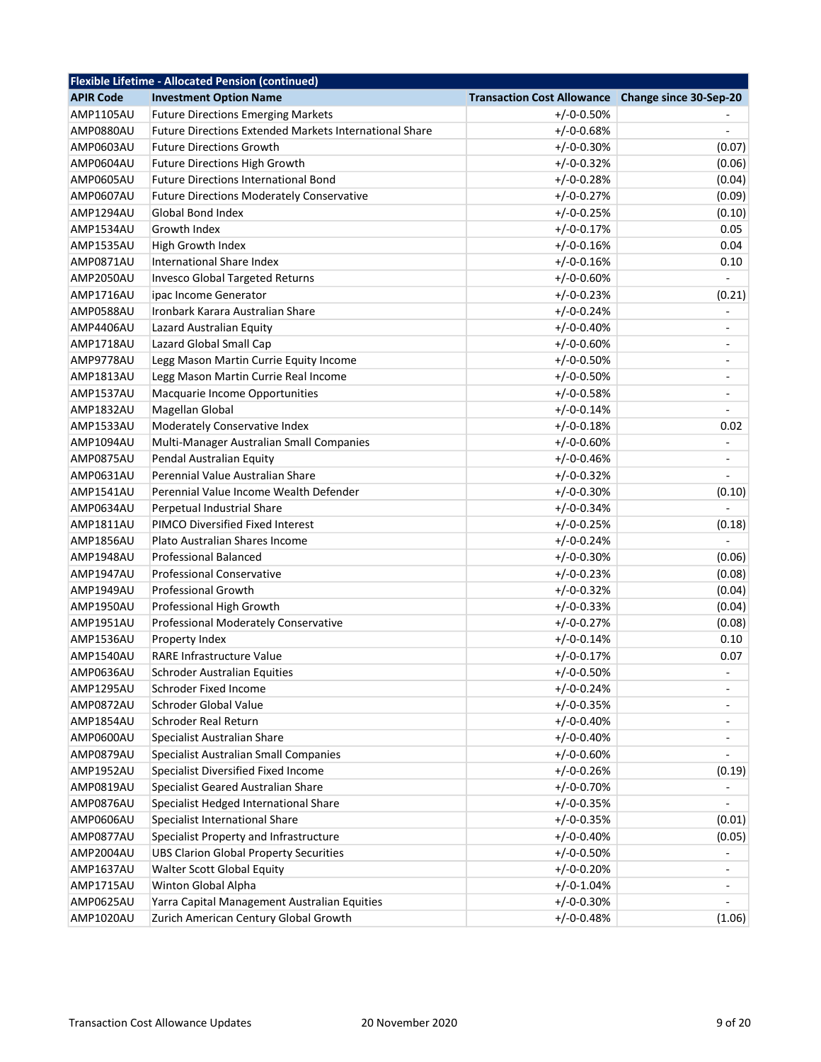| Flexible Lifetime - Allocated Pension (continued) | | | |
|---|---|---|---|
| **APIR Code** | **Investment Option Name** | **Transaction Cost Allowance** | **Change since 30-Sep-20** |
| AMP1105AU | Future Directions Emerging Markets | +/-0-0.50% | - |
| AMP0880AU | Future Directions Extended Markets International Share | +/-0-0.68% | - |
| AMP0603AU | Future Directions Growth | +/-0-0.30% | (0.07) |
| AMP0604AU | Future Directions High Growth | +/-0-0.32% | (0.06) |
| AMP0605AU | Future Directions International Bond | +/-0-0.28% | (0.04) |
| AMP0607AU | Future Directions Moderately Conservative | +/-0-0.27% | (0.09) |
| AMP1294AU | Global Bond Index | +/-0-0.25% | (0.10) |
| AMP1534AU | Growth Index | +/-0-0.17% | 0.05 |
| AMP1535AU | High Growth Index | +/-0-0.16% | 0.04 |
| AMP0871AU | International Share Index | +/-0-0.16% | 0.10 |
| AMP2050AU | Invesco Global Targeted Returns | +/-0-0.60% | - |
| AMP1716AU | ipac Income Generator | +/-0-0.23% | (0.21) |
| AMP0588AU | Ironbark Karara Australian Share | +/-0-0.24% | - |
| AMP4406AU | Lazard Australian Equity | +/-0-0.40% | - |
| AMP1718AU | Lazard Global Small Cap | +/-0-0.60% | - |
| AMP9778AU | Legg Mason Martin Currie Equity Income | +/-0-0.50% | - |
| AMP1813AU | Legg Mason Martin Currie Real Income | +/-0-0.50% | - |
| AMP1537AU | Macquarie Income Opportunities | +/-0-0.58% | - |
| AMP1832AU | Magellan Global | +/-0-0.14% | - |
| AMP1533AU | Moderately Conservative Index | +/-0-0.18% | 0.02 |
| AMP1094AU | Multi-Manager Australian Small Companies | +/-0-0.60% | - |
| AMP0875AU | Pendal Australian Equity | +/-0-0.46% | - |
| AMP0631AU | Perennial Value Australian Share | +/-0-0.32% | - |
| AMP1541AU | Perennial Value Income Wealth Defender | +/-0-0.30% | (0.10) |
| AMP0634AU | Perpetual Industrial Share | +/-0-0.34% | - |
| AMP1811AU | PIMCO Diversified Fixed Interest | +/-0-0.25% | (0.18) |
| AMP1856AU | Plato Australian Shares Income | +/-0-0.24% | - |
| AMP1948AU | Professional Balanced | +/-0-0.30% | (0.06) |
| AMP1947AU | Professional Conservative | +/-0-0.23% | (0.08) |
| AMP1949AU | Professional Growth | +/-0-0.32% | (0.04) |
| AMP1950AU | Professional High Growth | +/-0-0.33% | (0.04) |
| AMP1951AU | Professional Moderately Conservative | +/-0-0.27% | (0.08) |
| AMP1536AU | Property Index | +/-0-0.14% | 0.10 |
| AMP1540AU | RARE Infrastructure Value | +/-0-0.17% | 0.07 |
| AMP0636AU | Schroder Australian Equities | +/-0-0.50% | - |
| AMP1295AU | Schroder Fixed Income | +/-0-0.24% | - |
| AMP0872AU | Schroder Global Value | +/-0-0.35% | - |
| AMP1854AU | Schroder Real Return | +/-0-0.40% | - |
| AMP0600AU | Specialist Australian Share | +/-0-0.40% | - |
| AMP0879AU | Specialist Australian Small Companies | +/-0-0.60% | - |
| AMP1952AU | Specialist Diversified Fixed Income | +/-0-0.26% | (0.19) |
| AMP0819AU | Specialist Geared Australian Share | +/-0-0.70% | - |
| AMP0876AU | Specialist Hedged International Share | +/-0-0.35% | - |
| AMP0606AU | Specialist International Share | +/-0-0.35% | (0.01) |
| AMP0877AU | Specialist Property and Infrastructure | +/-0-0.40% | (0.05) |
| AMP2004AU | UBS Clarion Global Property Securities | +/-0-0.50% | - |
| AMP1637AU | Walter Scott Global Equity | +/-0-0.20% | - |
| AMP1715AU | Winton Global Alpha | +/-0-1.04% | - |
| AMP0625AU | Yarra Capital Management Australian Equities | +/-0-0.30% | - |
| AMP1020AU | Zurich American Century Global Growth | +/-0-0.48% | (1.06) |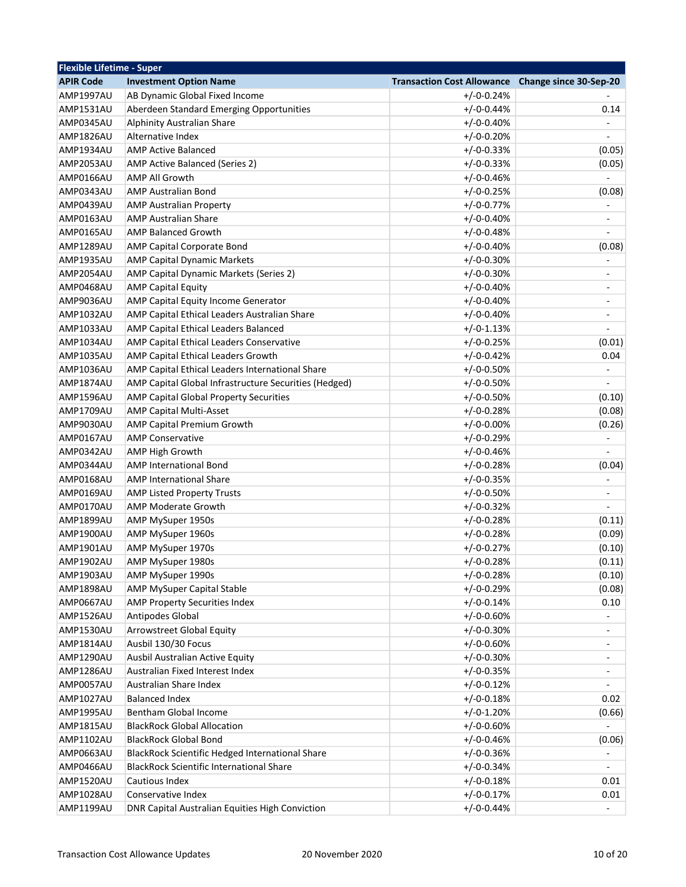| Flexible Lifetime - Super | | | |
|---|---|---|---|
| **APIR Code** | **Investment Option Name** | **Transaction Cost Allowance** | **Change since 30-Sep-20** |
| AMP1997AU | AB Dynamic Global Fixed Income | +/-0-0.24% | - |
| AMP1531AU | Aberdeen Standard Emerging Opportunities | +/-0-0.44% | 0.14 |
| AMP0345AU | Alphinity Australian Share | +/-0-0.40% | - |
| AMP1826AU | Alternative Index | +/-0-0.20% | - |
| AMP1934AU | AMP Active Balanced | +/-0-0.33% | (0.05) |
| AMP2053AU | AMP Active Balanced (Series 2) | +/-0-0.33% | (0.05) |
| AMP0166AU | AMP All Growth | +/-0-0.46% | - |
| AMP0343AU | AMP Australian Bond | +/-0-0.25% | (0.08) |
| AMP0439AU | AMP Australian Property | +/-0-0.77% | - |
| AMP0163AU | AMP Australian Share | +/-0-0.40% | - |
| AMP0165AU | AMP Balanced Growth | +/-0-0.48% | - |
| AMP1289AU | AMP Capital Corporate Bond | +/-0-0.40% | (0.08) |
| AMP1935AU | AMP Capital Dynamic Markets | +/-0-0.30% | - |
| AMP2054AU | AMP Capital Dynamic Markets (Series 2) | +/-0-0.30% | - |
| AMP0468AU | AMP Capital Equity | +/-0-0.40% | - |
| AMP9036AU | AMP Capital Equity Income Generator | +/-0-0.40% | - |
| AMP1032AU | AMP Capital Ethical Leaders Australian Share | +/-0-0.40% | - |
| AMP1033AU | AMP Capital Ethical Leaders Balanced | +/-0-1.13% | - |
| AMP1034AU | AMP Capital Ethical Leaders Conservative | +/-0-0.25% | (0.01) |
| AMP1035AU | AMP Capital Ethical Leaders Growth | +/-0-0.42% | 0.04 |
| AMP1036AU | AMP Capital Ethical Leaders International Share | +/-0-0.50% | - |
| AMP1874AU | AMP Capital Global Infrastructure Securities (Hedged) | +/-0-0.50% | - |
| AMP1596AU | AMP Capital Global Property Securities | +/-0-0.50% | (0.10) |
| AMP1709AU | AMP Capital Multi-Asset | +/-0-0.28% | (0.08) |
| AMP9030AU | AMP Capital Premium Growth | +/-0-0.00% | (0.26) |
| AMP0167AU | AMP Conservative | +/-0-0.29% | - |
| AMP0342AU | AMP High Growth | +/-0-0.46% | - |
| AMP0344AU | AMP International Bond | +/-0-0.28% | (0.04) |
| AMP0168AU | AMP International Share | +/-0-0.35% | - |
| AMP0169AU | AMP Listed Property Trusts | +/-0-0.50% | - |
| AMP0170AU | AMP Moderate Growth | +/-0-0.32% | - |
| AMP1899AU | AMP MySuper 1950s | +/-0-0.28% | (0.11) |
| AMP1900AU | AMP MySuper 1960s | +/-0-0.28% | (0.09) |
| AMP1901AU | AMP MySuper 1970s | +/-0-0.27% | (0.10) |
| AMP1902AU | AMP MySuper 1980s | +/-0-0.28% | (0.11) |
| AMP1903AU | AMP MySuper 1990s | +/-0-0.28% | (0.10) |
| AMP1898AU | AMP MySuper Capital Stable | +/-0-0.29% | (0.08) |
| AMP0667AU | AMP Property Securities Index | +/-0-0.14% | 0.10 |
| AMP1526AU | Antipodes Global | +/-0-0.60% | - |
| AMP1530AU | Arrowstreet Global Equity | +/-0-0.30% | - |
| AMP1814AU | Ausbil 130/30 Focus | +/-0-0.60% | - |
| AMP1290AU | Ausbil Australian Active Equity | +/-0-0.30% | - |
| AMP1286AU | Australian Fixed Interest Index | +/-0-0.35% | - |
| AMP0057AU | Australian Share Index | +/-0-0.12% | - |
| AMP1027AU | Balanced Index | +/-0-0.18% | 0.02 |
| AMP1995AU | Bentham Global Income | +/-0-1.20% | (0.66) |
| AMP1815AU | BlackRock Global Allocation | +/-0-0.60% | - |
| AMP1102AU | BlackRock Global Bond | +/-0-0.46% | (0.06) |
| AMP0663AU | BlackRock Scientific Hedged International Share | +/-0-0.36% | - |
| AMP0466AU | BlackRock Scientific International Share | +/-0-0.34% | - |
| AMP1520AU | Cautious Index | +/-0-0.18% | 0.01 |
| AMP1028AU | Conservative Index | +/-0-0.17% | 0.01 |
| AMP1199AU | DNR Capital Australian Equities High Conviction | +/-0-0.44% | - |

Transaction Cost Allowance Updates 20 November 2020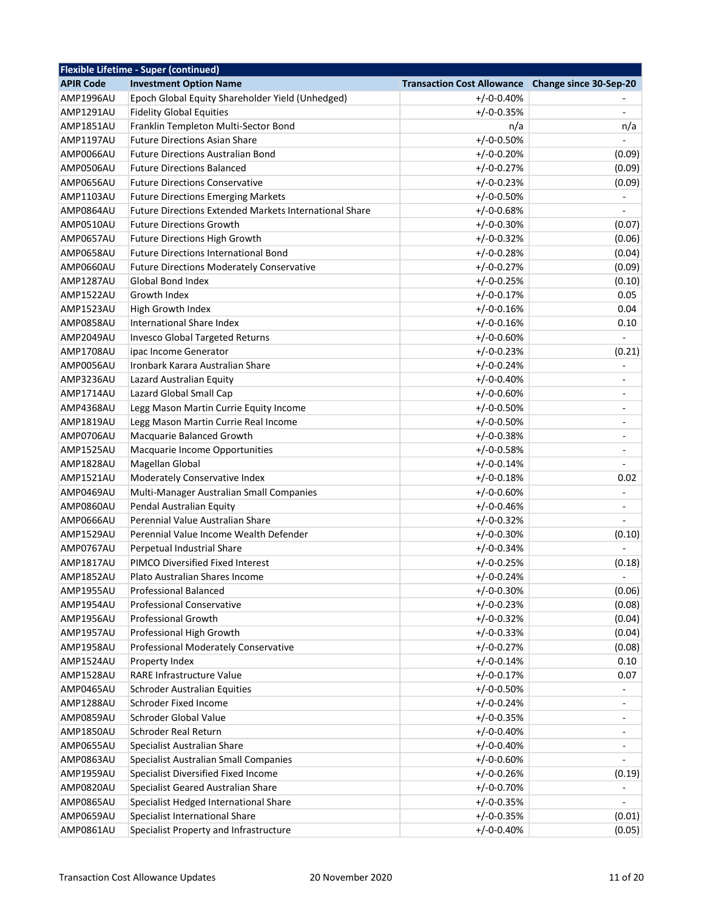| Flexible Lifetime - Super (continued) | | | |
|---|---|---|---|
| **APIR Code** | **Investment Option Name** | **Transaction Cost Allowance** | **Change since 30-Sep-20** |
| AMP1996AU | Epoch Global Equity Shareholder Yield (Unhedged) | +/-0-0.40% | - |
| AMP1291AU | Fidelity Global Equities | +/-0-0.35% | - |
| AMP1851AU | Franklin Templeton Multi-Sector Bond | n/a | n/a |
| AMP1197AU | Future Directions Asian Share | +/-0-0.50% | - |
| AMP0066AU | Future Directions Australian Bond | +/-0-0.20% | (0.09) |
| AMP0506AU | Future Directions Balanced | +/-0-0.27% | (0.09) |
| AMP0656AU | Future Directions Conservative | +/-0-0.23% | (0.09) |
| AMP1103AU | Future Directions Emerging Markets | +/-0-0.50% | - |
| AMP0864AU | Future Directions Extended Markets International Share | +/-0-0.68% | - |
| AMP0510AU | Future Directions Growth | +/-0-0.30% | (0.07) |
| AMP0657AU | Future Directions High Growth | +/-0-0.32% | (0.06) |
| AMP0658AU | Future Directions International Bond | +/-0-0.28% | (0.04) |
| AMP0660AU | Future Directions Moderately Conservative | +/-0-0.27% | (0.09) |
| AMP1287AU | Global Bond Index | +/-0-0.25% | (0.10) |
| AMP1522AU | Growth Index | +/-0-0.17% | 0.05 |
| AMP1523AU | High Growth Index | +/-0-0.16% | 0.04 |
| AMP0858AU | International Share Index | +/-0-0.16% | 0.10 |
| AMP2049AU | Invesco Global Targeted Returns | +/-0-0.60% | - |
| AMP1708AU | ipac Income Generator | +/-0-0.23% | (0.21) |
| AMP0056AU | Ironbark Karara Australian Share | +/-0-0.24% | - |
| AMP3236AU | Lazard Australian Equity | +/-0-0.40% | - |
| AMP1714AU | Lazard Global Small Cap | +/-0-0.60% | - |
| AMP4368AU | Legg Mason Martin Currie Equity Income | +/-0-0.50% | - |
| AMP1819AU | Legg Mason Martin Currie Real Income | +/-0-0.50% | - |
| AMP0706AU | Macquarie Balanced Growth | +/-0-0.38% | - |
| AMP1525AU | Macquarie Income Opportunities | +/-0-0.58% | - |
| AMP1828AU | Magellan Global | +/-0-0.14% | - |
| AMP1521AU | Moderately Conservative Index | +/-0-0.18% | 0.02 |
| AMP0469AU | Multi-Manager Australian Small Companies | +/-0-0.60% | - |
| AMP0860AU | Pendal Australian Equity | +/-0-0.46% | - |
| AMP0666AU | Perennial Value Australian Share | +/-0-0.32% | - |
| AMP1529AU | Perennial Value Income Wealth Defender | +/-0-0.30% | (0.10) |
| AMP0767AU | Perpetual Industrial Share | +/-0-0.34% | - |
| AMP1817AU | PIMCO Diversified Fixed Interest | +/-0-0.25% | (0.18) |
| AMP1852AU | Plato Australian Shares Income | +/-0-0.24% | - |
| AMP1955AU | Professional Balanced | +/-0-0.30% | (0.06) |
| AMP1954AU | Professional Conservative | +/-0-0.23% | (0.08) |
| AMP1956AU | Professional Growth | +/-0-0.32% | (0.04) |
| AMP1957AU | Professional High Growth | +/-0-0.33% | (0.04) |
| AMP1958AU | Professional Moderately Conservative | +/-0-0.27% | (0.08) |
| AMP1524AU | Property Index | +/-0-0.14% | 0.10 |
| AMP1528AU | RARE Infrastructure Value | +/-0-0.17% | 0.07 |
| AMP0465AU | Schroder Australian Equities | +/-0-0.50% | - |
| AMP1288AU | Schroder Fixed Income | +/-0-0.24% | - |
| AMP0859AU | Schroder Global Value | +/-0-0.35% | - |
| AMP1850AU | Schroder Real Return | +/-0-0.40% | - |
| AMP0655AU | Specialist Australian Share | +/-0-0.40% | - |
| AMP0863AU | Specialist Australian Small Companies | +/-0-0.60% | - |
| AMP1959AU | Specialist Diversified Fixed Income | +/-0-0.26% | (0.19) |
| AMP0820AU | Specialist Geared Australian Share | +/-0-0.70% | - |
| AMP0865AU | Specialist Hedged International Share | +/-0-0.35% | - |
| AMP0659AU | Specialist International Share | +/-0-0.35% | (0.01) |
| AMP0861AU | Specialist Property and Infrastructure | +/-0-0.40% | (0.05) |

Transaction Cost Allowance Updates 20 November 2020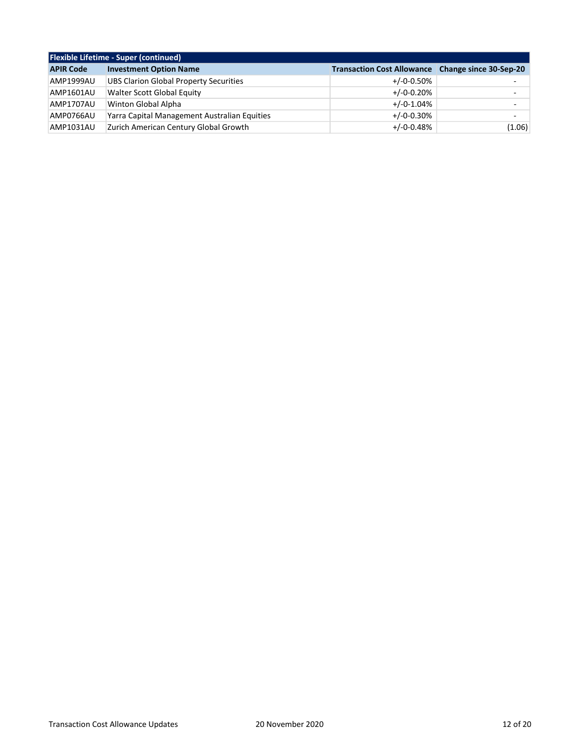| Flexible Lifetime - Super (continued) | | | |
|---|---|---|---|
| **APIR Code** | **Investment Option Name** | **Transaction Cost Allowance** | **Change since 30-Sep-20** |
| AMP1999AU | UBS Clarion Global Property Securities | +/-0-0.50% | - |
| AMP1601AU | Walter Scott Global Equity | +/-0-0.20% | - |
| AMP1707AU | Winton Global Alpha | +/-0-1.04% | - |
| AMP0766AU | Yarra Capital Management Australian Equities | +/-0-0.30% | - |
| AMP1031AU | Zurich American Century Global Growth | +/-0-0.48% | (1.06) |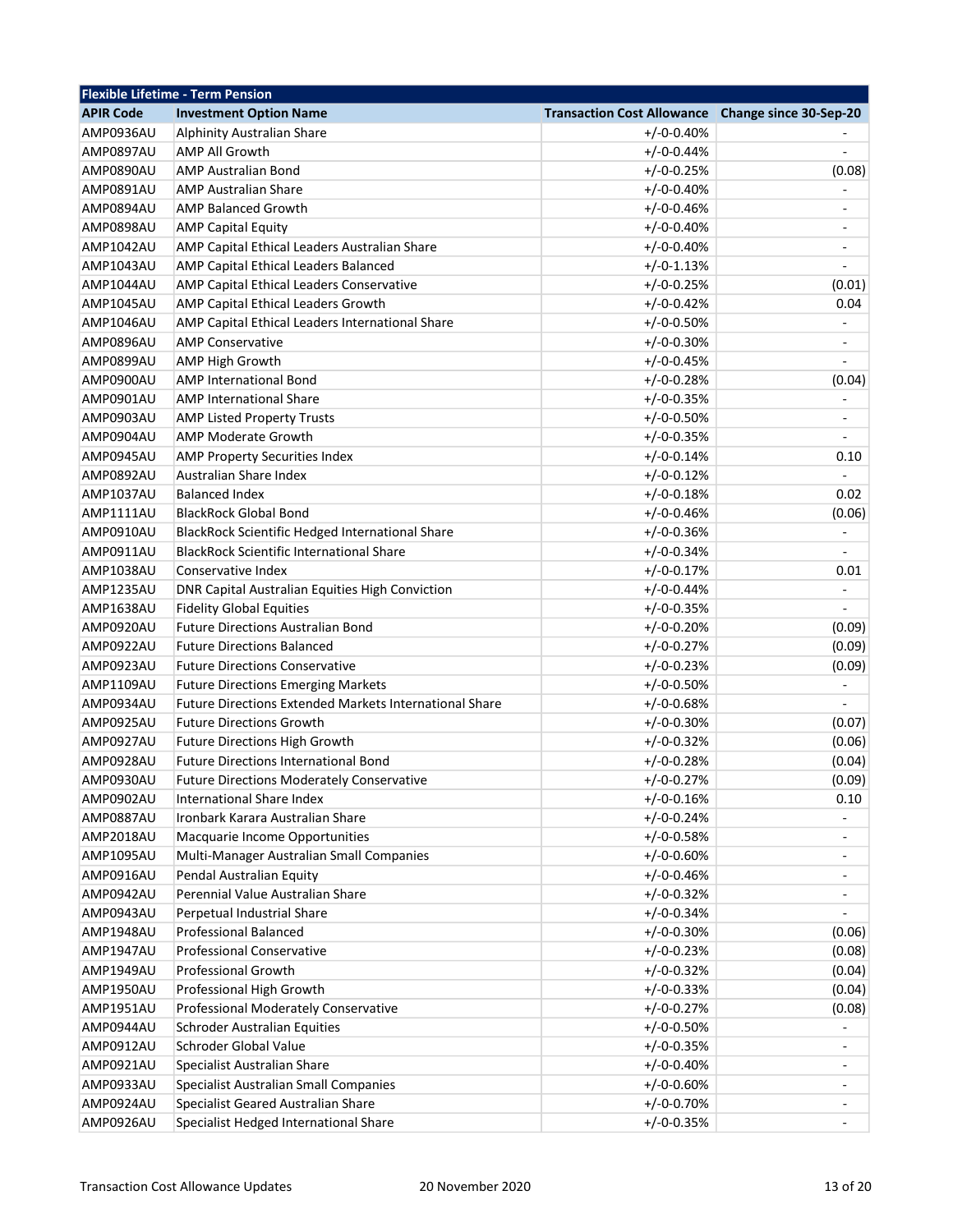| Flexible Lifetime - Term Pension | | | |
|---|---|---|---|
| **APIR Code** | **Investment Option Name** | **Transaction Cost Allowance** | **Change since 30-Sep-20** |
| AMP0936AU | Alphinity Australian Share | +/-0-0.40% | - |
| AMP0897AU | AMP All Growth | +/-0-0.44% | - |
| AMP0890AU | AMP Australian Bond | +/-0-0.25% | (0.08) |
| AMP0891AU | AMP Australian Share | +/-0-0.40% | - |
| AMP0894AU | AMP Balanced Growth | +/-0-0.46% | - |
| AMP0898AU | AMP Capital Equity | +/-0-0.40% | - |
| AMP1042AU | AMP Capital Ethical Leaders Australian Share | +/-0-0.40% | - |
| AMP1043AU | AMP Capital Ethical Leaders Balanced | +/-0-1.13% | - |
| AMP1044AU | AMP Capital Ethical Leaders Conservative | +/-0-0.25% | (0.01) |
| AMP1045AU | AMP Capital Ethical Leaders Growth | +/-0-0.42% | 0.04 |
| AMP1046AU | AMP Capital Ethical Leaders International Share | +/-0-0.50% | - |
| AMP0896AU | AMP Conservative | +/-0-0.30% | - |
| AMP0899AU | AMP High Growth | +/-0-0.45% | - |
| AMP0900AU | AMP International Bond | +/-0-0.28% | (0.04) |
| AMP0901AU | AMP International Share | +/-0-0.35% | - |
| AMP0903AU | AMP Listed Property Trusts | +/-0-0.50% | - |
| AMP0904AU | AMP Moderate Growth | +/-0-0.35% | - |
| AMP0945AU | AMP Property Securities Index | +/-0-0.14% | 0.10 |
| AMP0892AU | Australian Share Index | +/-0-0.12% | - |
| AMP1037AU | Balanced Index | +/-0-0.18% | 0.02 |
| AMP1111AU | BlackRock Global Bond | +/-0-0.46% | (0.06) |
| AMP0910AU | BlackRock Scientific Hedged International Share | +/-0-0.36% | - |
| AMP0911AU | BlackRock Scientific International Share | +/-0-0.34% | - |
| AMP1038AU | Conservative Index | +/-0-0.17% | 0.01 |
| AMP1235AU | DNR Capital Australian Equities High Conviction | +/-0-0.44% | - |
| AMP1638AU | Fidelity Global Equities | +/-0-0.35% | - |
| AMP0920AU | Future Directions Australian Bond | +/-0-0.20% | (0.09) |
| AMP0922AU | Future Directions Balanced | +/-0-0.27% | (0.09) |
| AMP0923AU | Future Directions Conservative | +/-0-0.23% | (0.09) |
| AMP1109AU | Future Directions Emerging Markets | +/-0-0.50% | - |
| AMP0934AU | Future Directions Extended Markets International Share | +/-0-0.68% | - |
| AMP0925AU | Future Directions Growth | +/-0-0.30% | (0.07) |
| AMP0927AU | Future Directions High Growth | +/-0-0.32% | (0.06) |
| AMP0928AU | Future Directions International Bond | +/-0-0.28% | (0.04) |
| AMP0930AU | Future Directions Moderately Conservative | +/-0-0.27% | (0.09) |
| AMP0902AU | International Share Index | +/-0-0.16% | 0.10 |
| AMP0887AU | Ironbark Karara Australian Share | +/-0-0.24% | - |
| AMP2018AU | Macquarie Income Opportunities | +/-0-0.58% | - |
| AMP1095AU | Multi-Manager Australian Small Companies | +/-0-0.60% | - |
| AMP0916AU | Pendal Australian Equity | +/-0-0.46% | - |
| AMP0942AU | Perennial Value Australian Share | +/-0-0.32% | - |
| AMP0943AU | Perpetual Industrial Share | +/-0-0.34% | - |
| AMP1948AU | Professional Balanced | +/-0-0.30% | (0.06) |
| AMP1947AU | Professional Conservative | +/-0-0.23% | (0.08) |
| AMP1949AU | Professional Growth | +/-0-0.32% | (0.04) |
| AMP1950AU | Professional High Growth | +/-0-0.33% | (0.04) |
| AMP1951AU | Professional Moderately Conservative | +/-0-0.27% | (0.08) |
| AMP0944AU | Schroder Australian Equities | +/-0-0.50% | - |
| AMP0912AU | Schroder Global Value | +/-0-0.35% | - |
| AMP0921AU | Specialist Australian Share | +/-0-0.40% | - |
| AMP0933AU | Specialist Australian Small Companies | +/-0-0.60% | - |
| AMP0924AU | Specialist Geared Australian Share | +/-0-0.70% | - |
| AMP0926AU | Specialist Hedged International Share | +/-0-0.35% | - |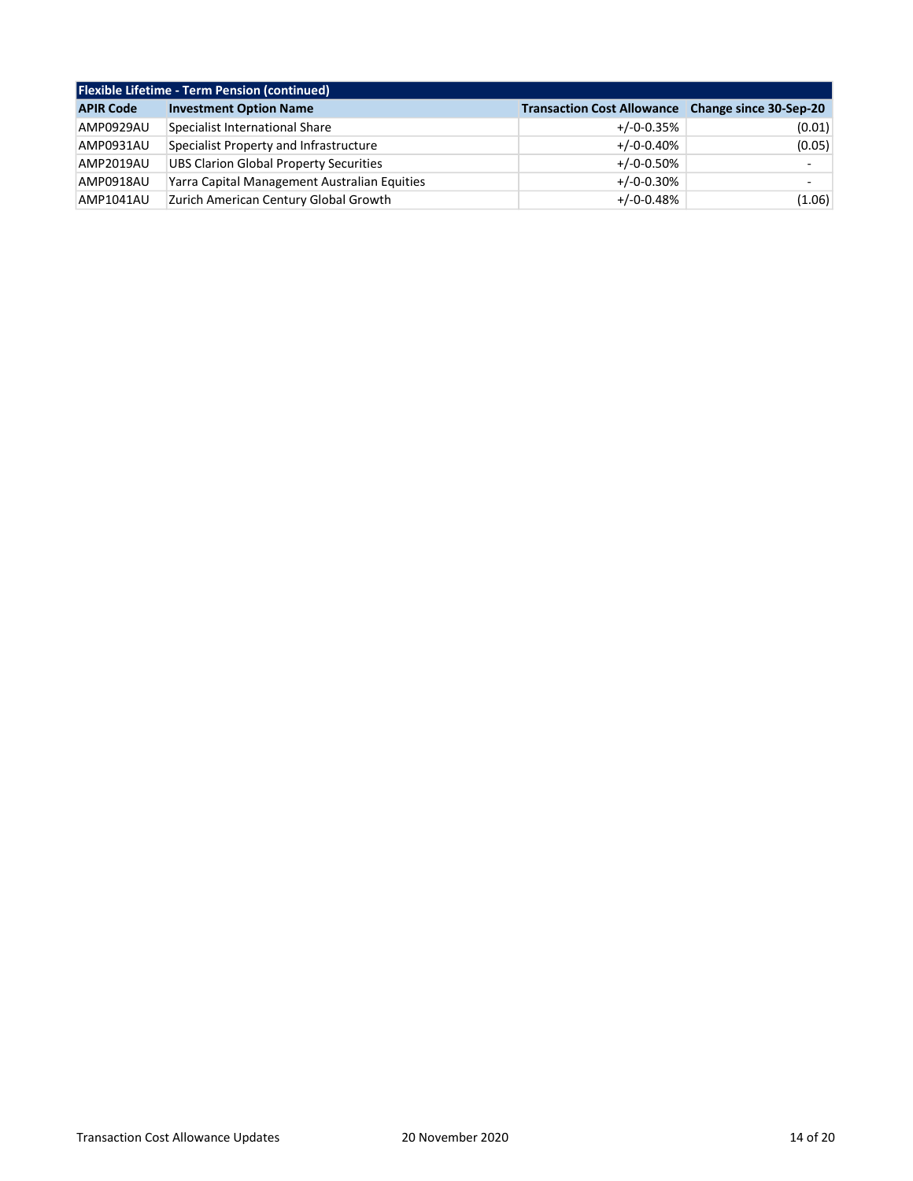| Flexible Lifetime - Term Pension (continued) | | | |
|---|---|---|---|
| **APIR Code** | **Investment Option Name** | **Transaction Cost Allowance** | **Change since 30-Sep-20** |
| AMP0929AU | Specialist International Share | +/-0-0.35% | (0.01) |
| AMP0931AU | Specialist Property and Infrastructure | +/-0-0.40% | (0.05) |
| AMP2019AU | UBS Clarion Global Property Securities | +/-0-0.50% | - |
| AMP0918AU | Yarra Capital Management Australian Equities | +/-0-0.30% | - |
| AMP1041AU | Zurich American Century Global Growth | +/-0-0.48% | (1.06) |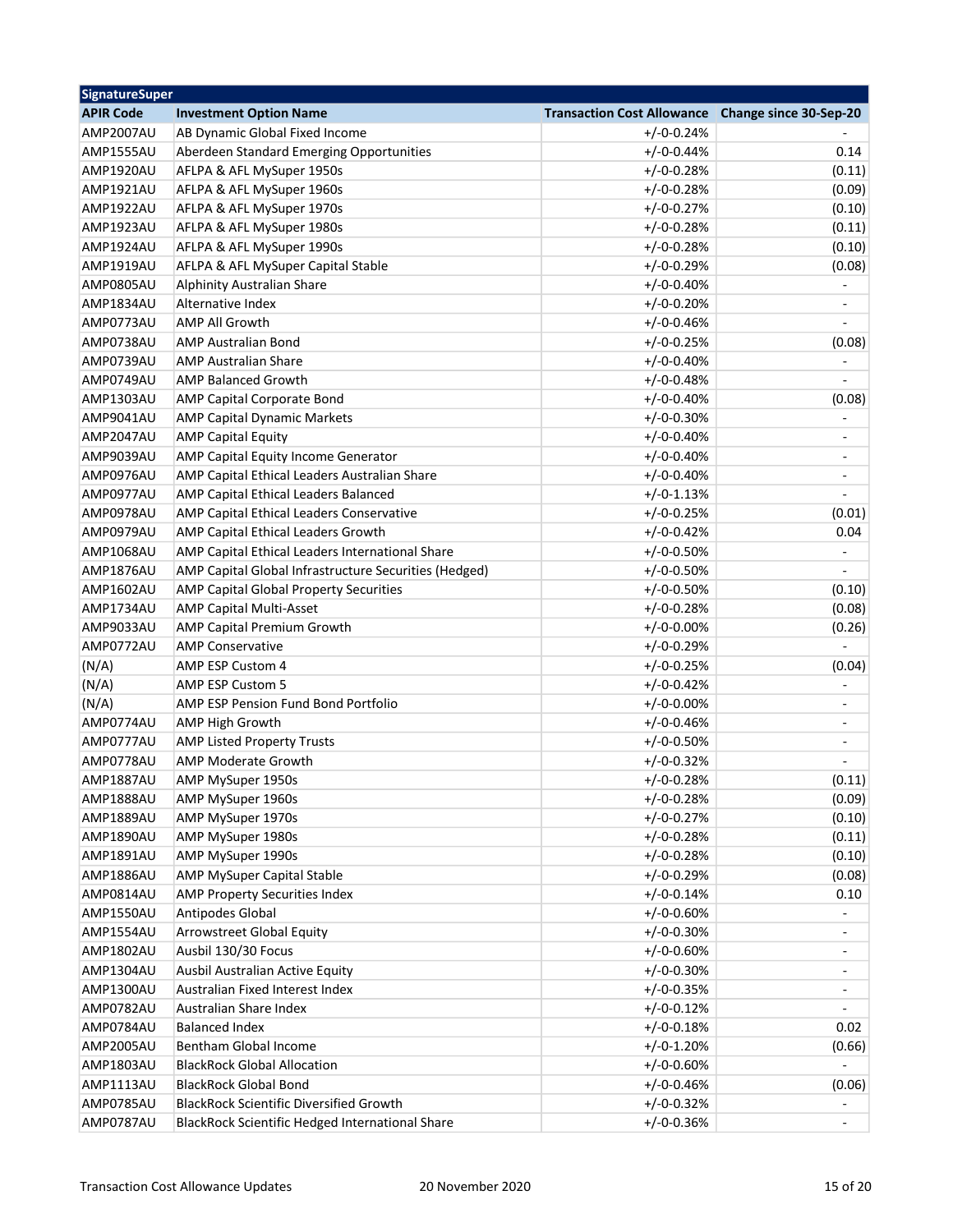| SignatureSuper | | | |
|---|---|---|---|
| **APIR Code** | **Investment Option Name** | **Transaction Cost Allowance** | **Change since 30-Sep-20** |
| AMP2007AU | AB Dynamic Global Fixed Income | +/-0-0.24% | - |
| AMP1555AU | Aberdeen Standard Emerging Opportunities | +/-0-0.44% | 0.14 |
| AMP1920AU | AFLPA & AFL MySuper 1950s | +/-0-0.28% | (0.11) |
| AMP1921AU | AFLPA & AFL MySuper 1960s | +/-0-0.28% | (0.09) |
| AMP1922AU | AFLPA & AFL MySuper 1970s | +/-0-0.27% | (0.10) |
| AMP1923AU | AFLPA & AFL MySuper 1980s | +/-0-0.28% | (0.11) |
| AMP1924AU | AFLPA & AFL MySuper 1990s | +/-0-0.28% | (0.10) |
| AMP1919AU | AFLPA & AFL MySuper Capital Stable | +/-0-0.29% | (0.08) |
| AMP0805AU | Alphinity Australian Share | +/-0-0.40% | - |
| AMP1834AU | Alternative Index | +/-0-0.20% | - |
| AMP0773AU | AMP All Growth | +/-0-0.46% | - |
| AMP0738AU | AMP Australian Bond | +/-0-0.25% | (0.08) |
| AMP0739AU | AMP Australian Share | +/-0-0.40% | - |
| AMP0749AU | AMP Balanced Growth | +/-0-0.48% | - |
| AMP1303AU | AMP Capital Corporate Bond | +/-0-0.40% | (0.08) |
| AMP9041AU | AMP Capital Dynamic Markets | +/-0-0.30% | - |
| AMP2047AU | AMP Capital Equity | +/-0-0.40% | - |
| AMP9039AU | AMP Capital Equity Income Generator | +/-0-0.40% | - |
| AMP0976AU | AMP Capital Ethical Leaders Australian Share | +/-0-0.40% | - |
| AMP0977AU | AMP Capital Ethical Leaders Balanced | +/-0-1.13% | - |
| AMP0978AU | AMP Capital Ethical Leaders Conservative | +/-0-0.25% | (0.01) |
| AMP0979AU | AMP Capital Ethical Leaders Growth | +/-0-0.42% | 0.04 |
| AMP1068AU | AMP Capital Ethical Leaders International Share | +/-0-0.50% | - |
| AMP1876AU | AMP Capital Global Infrastructure Securities (Hedged) | +/-0-0.50% | - |
| AMP1602AU | AMP Capital Global Property Securities | +/-0-0.50% | (0.10) |
| AMP1734AU | AMP Capital Multi-Asset | +/-0-0.28% | (0.08) |
| AMP9033AU | AMP Capital Premium Growth | +/-0-0.00% | (0.26) |
| AMP0772AU | AMP Conservative | +/-0-0.29% | - |
| (N/A) | AMP ESP Custom 4 | +/-0-0.25% | (0.04) |
| (N/A) | AMP ESP Custom 5 | +/-0-0.42% | - |
| (N/A) | AMP ESP Pension Fund Bond Portfolio | +/-0-0.00% | - |
| AMP0774AU | AMP High Growth | +/-0-0.46% | - |
| AMP0777AU | AMP Listed Property Trusts | +/-0-0.50% | - |
| AMP0778AU | AMP Moderate Growth | +/-0-0.32% | - |
| AMP1887AU | AMP MySuper 1950s | +/-0-0.28% | (0.11) |
| AMP1888AU | AMP MySuper 1960s | +/-0-0.28% | (0.09) |
| AMP1889AU | AMP MySuper 1970s | +/-0-0.27% | (0.10) |
| AMP1890AU | AMP MySuper 1980s | +/-0-0.28% | (0.11) |
| AMP1891AU | AMP MySuper 1990s | +/-0-0.28% | (0.10) |
| AMP1886AU | AMP MySuper Capital Stable | +/-0-0.29% | (0.08) |
| AMP0814AU | AMP Property Securities Index | +/-0-0.14% | 0.10 |
| AMP1550AU | Antipodes Global | +/-0-0.60% | - |
| AMP1554AU | Arrowstreet Global Equity | +/-0-0.30% | - |
| AMP1802AU | Ausbil 130/30 Focus | +/-0-0.60% | - |
| AMP1304AU | Ausbil Australian Active Equity | +/-0-0.30% | - |
| AMP1300AU | Australian Fixed Interest Index | +/-0-0.35% | - |
| AMP0782AU | Australian Share Index | +/-0-0.12% | - |
| AMP0784AU | Balanced Index | +/-0-0.18% | 0.02 |
| AMP2005AU | Bentham Global Income | +/-0-1.20% | (0.66) |
| AMP1803AU | BlackRock Global Allocation | +/-0-0.60% | - |
| AMP1113AU | BlackRock Global Bond | +/-0-0.46% | (0.06) |
| AMP0785AU | BlackRock Scientific Diversified Growth | +/-0-0.32% | - |
| AMP0787AU | BlackRock Scientific Hedged International Share | +/-0-0.36% | - |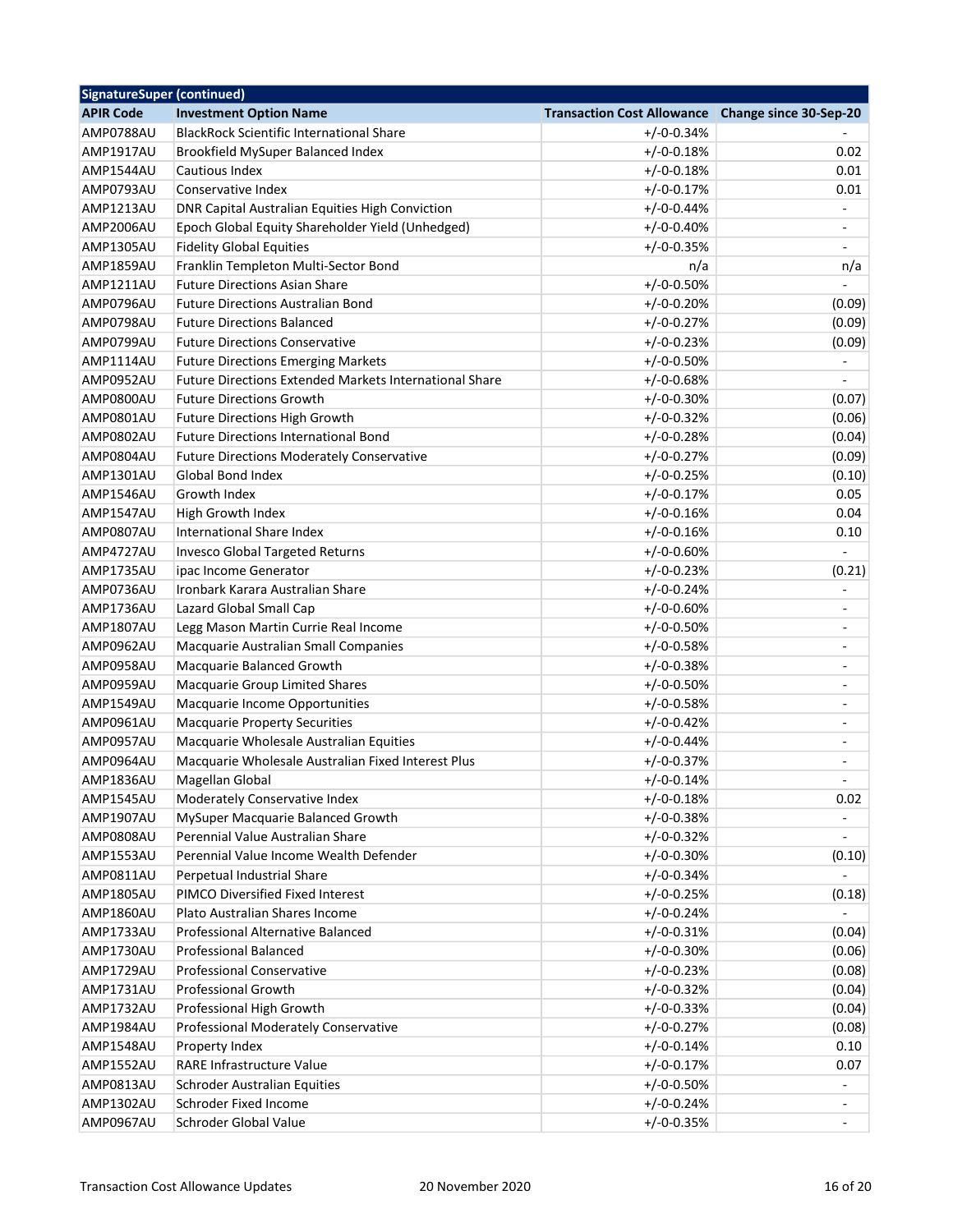| SignatureSuper (continued) | | | |
|---|---|---|---|
| **APIR Code** | **Investment Option Name** | **Transaction Cost Allowance** | **Change since 30-Sep-20** |
| AMP0788AU | BlackRock Scientific International Share | +/-0-0.34% | - |
| AMP1917AU | Brookfield MySuper Balanced Index | +/-0-0.18% | 0.02 |
| AMP1544AU | Cautious Index | +/-0-0.18% | 0.01 |
| AMP0793AU | Conservative Index | +/-0-0.17% | 0.01 |
| AMP1213AU | DNR Capital Australian Equities High Conviction | +/-0-0.44% | - |
| AMP2006AU | Epoch Global Equity Shareholder Yield (Unhedged) | +/-0-0.40% | - |
| AMP1305AU | Fidelity Global Equities | +/-0-0.35% | - |
| AMP1859AU | Franklin Templeton Multi-Sector Bond | n/a | n/a |
| AMP1211AU | Future Directions Asian Share | +/-0-0.50% | - |
| AMP0796AU | Future Directions Australian Bond | +/-0-0.20% | (0.09) |
| AMP0798AU | Future Directions Balanced | +/-0-0.27% | (0.09) |
| AMP0799AU | Future Directions Conservative | +/-0-0.23% | (0.09) |
| AMP1114AU | Future Directions Emerging Markets | +/-0-0.50% | - |
| AMP0952AU | Future Directions Extended Markets International Share | +/-0-0.68% | - |
| AMP0800AU | Future Directions Growth | +/-0-0.30% | (0.07) |
| AMP0801AU | Future Directions High Growth | +/-0-0.32% | (0.06) |
| AMP0802AU | Future Directions International Bond | +/-0-0.28% | (0.04) |
| AMP0804AU | Future Directions Moderately Conservative | +/-0-0.27% | (0.09) |
| AMP1301AU | Global Bond Index | +/-0-0.25% | (0.10) |
| AMP1546AU | Growth Index | +/-0-0.17% | 0.05 |
| AMP1547AU | High Growth Index | +/-0-0.16% | 0.04 |
| AMP0807AU | International Share Index | +/-0-0.16% | 0.10 |
| AMP4727AU | Invesco Global Targeted Returns | +/-0-0.60% | - |
| AMP1735AU | ipac Income Generator | +/-0-0.23% | (0.21) |
| AMP0736AU | Ironbark Karara Australian Share | +/-0-0.24% | - |
| AMP1736AU | Lazard Global Small Cap | +/-0-0.60% | - |
| AMP1807AU | Legg Mason Martin Currie Real Income | +/-0-0.50% | - |
| AMP0962AU | Macquarie Australian Small Companies | +/-0-0.58% | - |
| AMP0958AU | Macquarie Balanced Growth | +/-0-0.38% | - |
| AMP0959AU | Macquarie Group Limited Shares | +/-0-0.50% | - |
| AMP1549AU | Macquarie Income Opportunities | +/-0-0.58% | - |
| AMP0961AU | Macquarie Property Securities | +/-0-0.42% | - |
| AMP0957AU | Macquarie Wholesale Australian Equities | +/-0-0.44% | - |
| AMP0964AU | Macquarie Wholesale Australian Fixed Interest Plus | +/-0-0.37% | - |
| AMP1836AU | Magellan Global | +/-0-0.14% | - |
| AMP1545AU | Moderately Conservative Index | +/-0-0.18% | 0.02 |
| AMP1907AU | MySuper Macquarie Balanced Growth | +/-0-0.38% | - |
| AMP0808AU | Perennial Value Australian Share | +/-0-0.32% | - |
| AMP1553AU | Perennial Value Income Wealth Defender | +/-0-0.30% | (0.10) |
| AMP0811AU | Perpetual Industrial Share | +/-0-0.34% | - |
| AMP1805AU | PIMCO Diversified Fixed Interest | +/-0-0.25% | (0.18) |
| AMP1860AU | Plato Australian Shares Income | +/-0-0.24% | - |
| AMP1733AU | Professional Alternative Balanced | +/-0-0.31% | (0.04) |
| AMP1730AU | Professional Balanced | +/-0-0.30% | (0.06) |
| AMP1729AU | Professional Conservative | +/-0-0.23% | (0.08) |
| AMP1731AU | Professional Growth | +/-0-0.32% | (0.04) |
| AMP1732AU | Professional High Growth | +/-0-0.33% | (0.04) |
| AMP1984AU | Professional Moderately Conservative | +/-0-0.27% | (0.08) |
| AMP1548AU | Property Index | +/-0-0.14% | 0.10 |
| AMP1552AU | RARE Infrastructure Value | +/-0-0.17% | 0.07 |
| AMP0813AU | Schroder Australian Equities | +/-0-0.50% | - |
| AMP1302AU | Schroder Fixed Income | +/-0-0.24% | - |
| AMP0967AU | Schroder Global Value | +/-0-0.35% | - |

Transaction Cost Allowance Updates 20 November 2020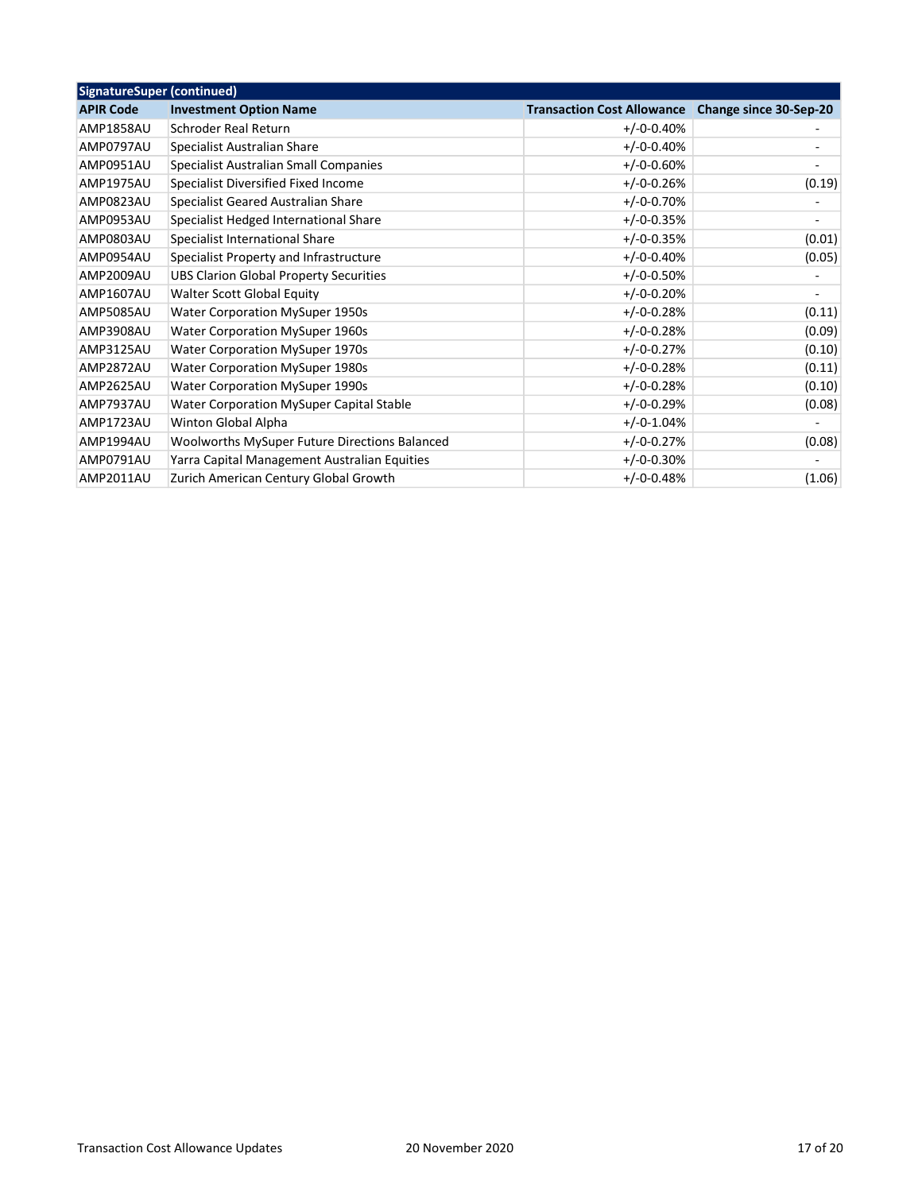| SignatureSuper (continued) | | | |
|---|---|---|---|
| **APIR Code** | **Investment Option Name** | **Transaction Cost Allowance** | **Change since 30-Sep-20** |
| AMP1858AU | Schroder Real Return | +/-0-0.40% | - |
| AMP0797AU | Specialist Australian Share | +/-0-0.40% | - |
| AMP0951AU | Specialist Australian Small Companies | +/-0-0.60% | - |
| AMP1975AU | Specialist Diversified Fixed Income | +/-0-0.26% | (0.19) |
| AMP0823AU | Specialist Geared Australian Share | +/-0-0.70% | - |
| AMP0953AU | Specialist Hedged International Share | +/-0-0.35% | - |
| AMP0803AU | Specialist International Share | +/-0-0.35% | (0.01) |
| AMP0954AU | Specialist Property and Infrastructure | +/-0-0.40% | (0.05) |
| AMP2009AU | UBS Clarion Global Property Securities | +/-0-0.50% | - |
| AMP1607AU | Walter Scott Global Equity | +/-0-0.20% | - |
| AMP5085AU | Water Corporation MySuper 1950s | +/-0-0.28% | (0.11) |
| AMP3908AU | Water Corporation MySuper 1960s | +/-0-0.28% | (0.09) |
| AMP3125AU | Water Corporation MySuper 1970s | +/-0-0.27% | (0.10) |
| AMP2872AU | Water Corporation MySuper 1980s | +/-0-0.28% | (0.11) |
| AMP2625AU | Water Corporation MySuper 1990s | +/-0-0.28% | (0.10) |
| AMP7937AU | Water Corporation MySuper Capital Stable | +/-0-0.29% | (0.08) |
| AMP1723AU | Winton Global Alpha | +/-0-1.04% | - |
| AMP1994AU | Woolworths MySuper Future Directions Balanced | +/-0-0.27% | (0.08) |
| AMP0791AU | Yarra Capital Management Australian Equities | +/-0-0.30% | - |
| AMP2011AU | Zurich American Century Global Growth | +/-0-0.48% | (1.06) |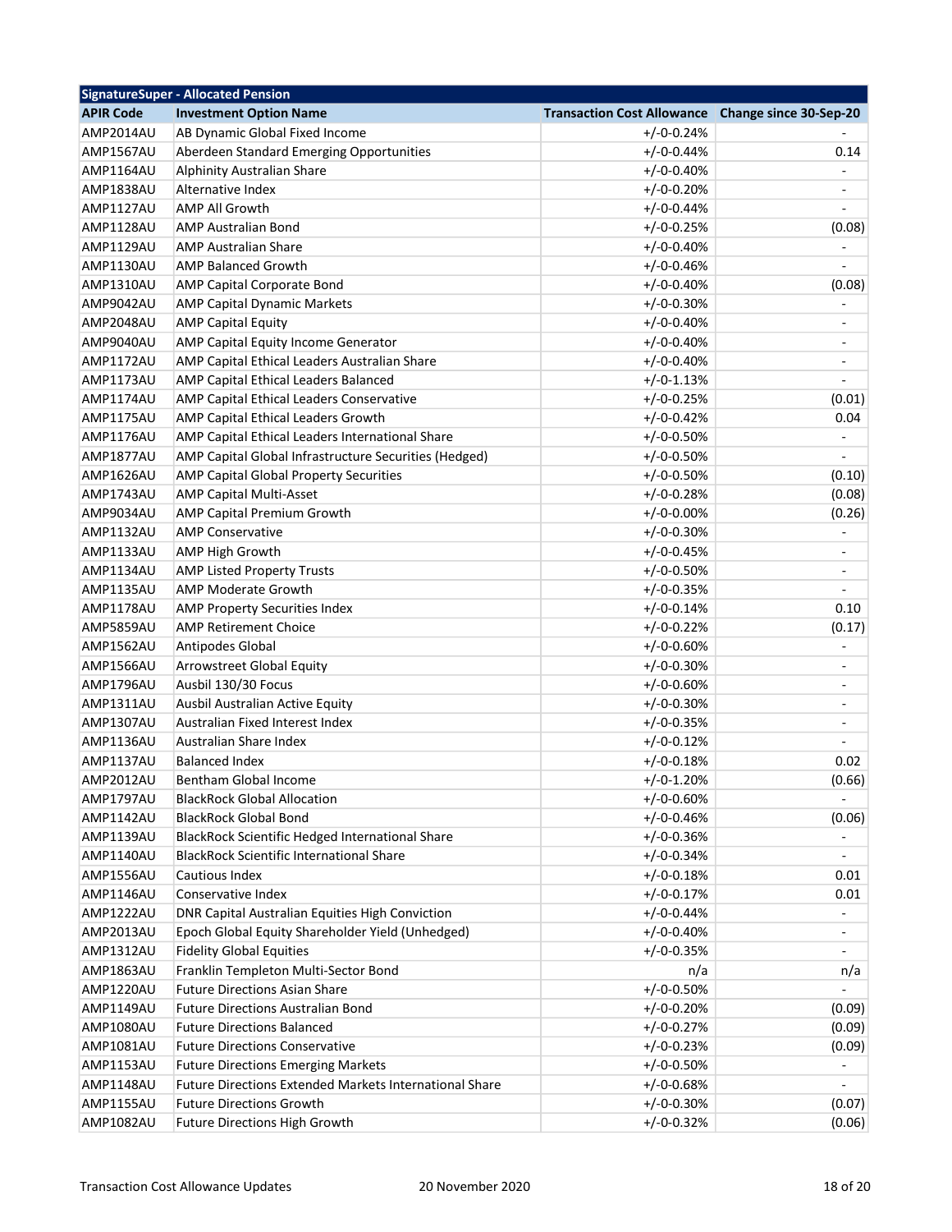| SignatureSuper - Allocated Pension | | | |
|---|---|---|---|
| **APIR Code** | **Investment Option Name** | **Transaction Cost Allowance** | **Change since 30-Sep-20** |
| AMP2014AU | AB Dynamic Global Fixed Income | +/-0-0.24% | - |
| AMP1567AU | Aberdeen Standard Emerging Opportunities | +/-0-0.44% | 0.14 |
| AMP1164AU | Alphinity Australian Share | +/-0-0.40% | - |
| AMP1838AU | Alternative Index | +/-0-0.20% | - |
| AMP1127AU | AMP All Growth | +/-0-0.44% | - |
| AMP1128AU | AMP Australian Bond | +/-0-0.25% | (0.08) |
| AMP1129AU | AMP Australian Share | +/-0-0.40% | - |
| AMP1130AU | AMP Balanced Growth | +/-0-0.46% | - |
| AMP1310AU | AMP Capital Corporate Bond | +/-0-0.40% | (0.08) |
| AMP9042AU | AMP Capital Dynamic Markets | +/-0-0.30% | - |
| AMP2048AU | AMP Capital Equity | +/-0-0.40% | - |
| AMP9040AU | AMP Capital Equity Income Generator | +/-0-0.40% | - |
| AMP1172AU | AMP Capital Ethical Leaders Australian Share | +/-0-0.40% | - |
| AMP1173AU | AMP Capital Ethical Leaders Balanced | +/-0-1.13% | - |
| AMP1174AU | AMP Capital Ethical Leaders Conservative | +/-0-0.25% | (0.01) |
| AMP1175AU | AMP Capital Ethical Leaders Growth | +/-0-0.42% | 0.04 |
| AMP1176AU | AMP Capital Ethical Leaders International Share | +/-0-0.50% | - |
| AMP1877AU | AMP Capital Global Infrastructure Securities (Hedged) | +/-0-0.50% | - |
| AMP1626AU | AMP Capital Global Property Securities | +/-0-0.50% | (0.10) |
| AMP1743AU | AMP Capital Multi-Asset | +/-0-0.28% | (0.08) |
| AMP9034AU | AMP Capital Premium Growth | +/-0-0.00% | (0.26) |
| AMP1132AU | AMP Conservative | +/-0-0.30% | - |
| AMP1133AU | AMP High Growth | +/-0-0.45% | - |
| AMP1134AU | AMP Listed Property Trusts | +/-0-0.50% | - |
| AMP1135AU | AMP Moderate Growth | +/-0-0.35% | - |
| AMP1178AU | AMP Property Securities Index | +/-0-0.14% | 0.10 |
| AMP5859AU | AMP Retirement Choice | +/-0-0.22% | (0.17) |
| AMP1562AU | Antipodes Global | +/-0-0.60% | - |
| AMP1566AU | Arrowstreet Global Equity | +/-0-0.30% | - |
| AMP1796AU | Ausbil 130/30 Focus | +/-0-0.60% | - |
| AMP1311AU | Ausbil Australian Active Equity | +/-0-0.30% | - |
| AMP1307AU | Australian Fixed Interest Index | +/-0-0.35% | - |
| AMP1136AU | Australian Share Index | +/-0-0.12% | - |
| AMP1137AU | Balanced Index | +/-0-0.18% | 0.02 |
| AMP2012AU | Bentham Global Income | +/-0-1.20% | (0.66) |
| AMP1797AU | BlackRock Global Allocation | +/-0-0.60% | - |
| AMP1142AU | BlackRock Global Bond | +/-0-0.46% | (0.06) |
| AMP1139AU | BlackRock Scientific Hedged International Share | +/-0-0.36% | - |
| AMP1140AU | BlackRock Scientific International Share | +/-0-0.34% | - |
| AMP1556AU | Cautious Index | +/-0-0.18% | 0.01 |
| AMP1146AU | Conservative Index | +/-0-0.17% | 0.01 |
| AMP1222AU | DNR Capital Australian Equities High Conviction | +/-0-0.44% | - |
| AMP2013AU | Epoch Global Equity Shareholder Yield (Unhedged) | +/-0-0.40% | - |
| AMP1312AU | Fidelity Global Equities | +/-0-0.35% | - |
| AMP1863AU | Franklin Templeton Multi-Sector Bond | n/a | n/a |
| AMP1220AU | Future Directions Asian Share | +/-0-0.50% | - |
| AMP1149AU | Future Directions Australian Bond | +/-0-0.20% | (0.09) |
| AMP1080AU | Future Directions Balanced | +/-0-0.27% | (0.09) |
| AMP1081AU | Future Directions Conservative | +/-0-0.23% | (0.09) |
| AMP1153AU | Future Directions Emerging Markets | +/-0-0.50% | - |
| AMP1148AU | Future Directions Extended Markets International Share | +/-0-0.68% | - |
| AMP1155AU | Future Directions Growth | +/-0-0.30% | (0.07) |
| AMP1082AU | Future Directions High Growth | +/-0-0.32% | (0.06) |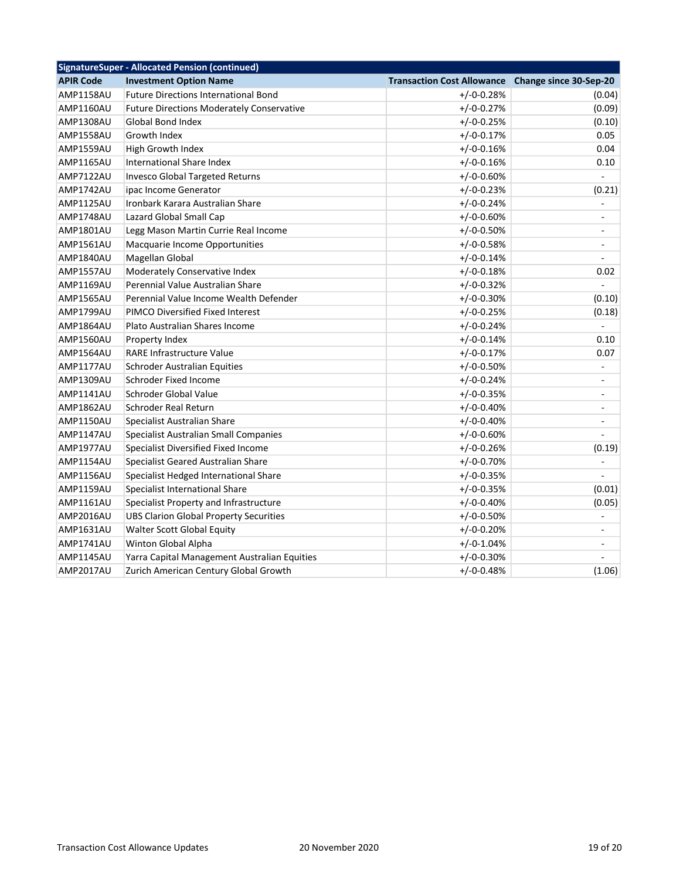| SignatureSuper - Allocated Pension (continued) | | | |
|---|---|---|---|
| **APIR Code** | **Investment Option Name** | **Transaction Cost Allowance** | **Change since 30-Sep-20** |
| AMP1158AU | Future Directions International Bond | +/-0-0.28% | (0.04) |
| AMP1160AU | Future Directions Moderately Conservative | +/-0-0.27% | (0.09) |
| AMP1308AU | Global Bond Index | +/-0-0.25% | (0.10) |
| AMP1558AU | Growth Index | +/-0-0.17% | 0.05 |
| AMP1559AU | High Growth Index | +/-0-0.16% | 0.04 |
| AMP1165AU | International Share Index | +/-0-0.16% | 0.10 |
| AMP7122AU | Invesco Global Targeted Returns | +/-0-0.60% | - |
| AMP1742AU | ipac Income Generator | +/-0-0.23% | (0.21) |
| AMP1125AU | Ironbark Karara Australian Share | +/-0-0.24% | - |
| AMP1748AU | Lazard Global Small Cap | +/-0-0.60% | - |
| AMP1801AU | Legg Mason Martin Currie Real Income | +/-0-0.50% | - |
| AMP1561AU | Macquarie Income Opportunities | +/-0-0.58% | - |
| AMP1840AU | Magellan Global | +/-0-0.14% | - |
| AMP1557AU | Moderately Conservative Index | +/-0-0.18% | 0.02 |
| AMP1169AU | Perennial Value Australian Share | +/-0-0.32% | - |
| AMP1565AU | Perennial Value Income Wealth Defender | +/-0-0.30% | (0.10) |
| AMP1799AU | PIMCO Diversified Fixed Interest | +/-0-0.25% | (0.18) |
| AMP1864AU | Plato Australian Shares Income | +/-0-0.24% | - |
| AMP1560AU | Property Index | +/-0-0.14% | 0.10 |
| AMP1564AU | RARE Infrastructure Value | +/-0-0.17% | 0.07 |
| AMP1177AU | Schroder Australian Equities | +/-0-0.50% | - |
| AMP1309AU | Schroder Fixed Income | +/-0-0.24% | - |
| AMP1141AU | Schroder Global Value | +/-0-0.35% | - |
| AMP1862AU | Schroder Real Return | +/-0-0.40% | - |
| AMP1150AU | Specialist Australian Share | +/-0-0.40% | - |
| AMP1147AU | Specialist Australian Small Companies | +/-0-0.60% | - |
| AMP1977AU | Specialist Diversified Fixed Income | +/-0-0.26% | (0.19) |
| AMP1154AU | Specialist Geared Australian Share | +/-0-0.70% | - |
| AMP1156AU | Specialist Hedged International Share | +/-0-0.35% | - |
| AMP1159AU | Specialist International Share | +/-0-0.35% | (0.01) |
| AMP1161AU | Specialist Property and Infrastructure | +/-0-0.40% | (0.05) |
| AMP2016AU | UBS Clarion Global Property Securities | +/-0-0.50% | - |
| AMP1631AU | Walter Scott Global Equity | +/-0-0.20% | - |
| AMP1741AU | Winton Global Alpha | +/-0-1.04% | - |
| AMP1145AU | Yarra Capital Management Australian Equities | +/-0-0.30% | - |
| AMP2017AU | Zurich American Century Global Growth | +/-0-0.48% | (1.06) |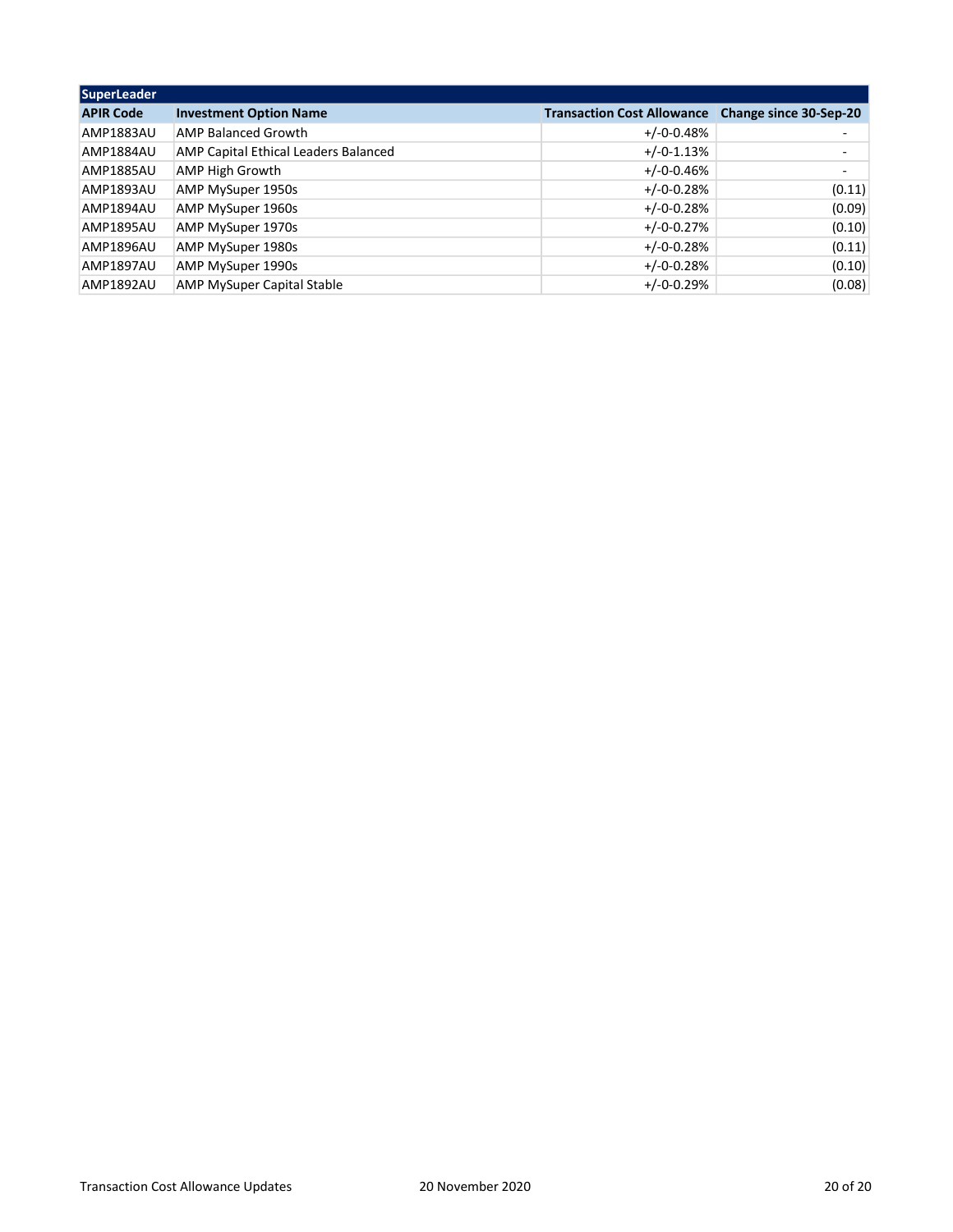| SuperLeader | | | |
|---|---|---|---|
| **APIR Code** | **Investment Option Name** | **Transaction Cost Allowance** | **Change since 30-Sep-20** |
| AMP1883AU | AMP Balanced Growth | +/-0-0.48% | - |
| AMP1884AU | AMP Capital Ethical Leaders Balanced | +/-0-1.13% | - |
| AMP1885AU | AMP High Growth | +/-0-0.46% | - |
| AMP1893AU | AMP MySuper 1950s | +/-0-0.28% | (0.11) |
| AMP1894AU | AMP MySuper 1960s | +/-0-0.28% | (0.09) |
| AMP1895AU | AMP MySuper 1970s | +/-0-0.27% | (0.10) |
| AMP1896AU | AMP MySuper 1980s | +/-0-0.28% | (0.11) |
| AMP1897AU | AMP MySuper 1990s | +/-0-0.28% | (0.10) |
| AMP1892AU | AMP MySuper Capital Stable | +/-0-0.29% | (0.08) |